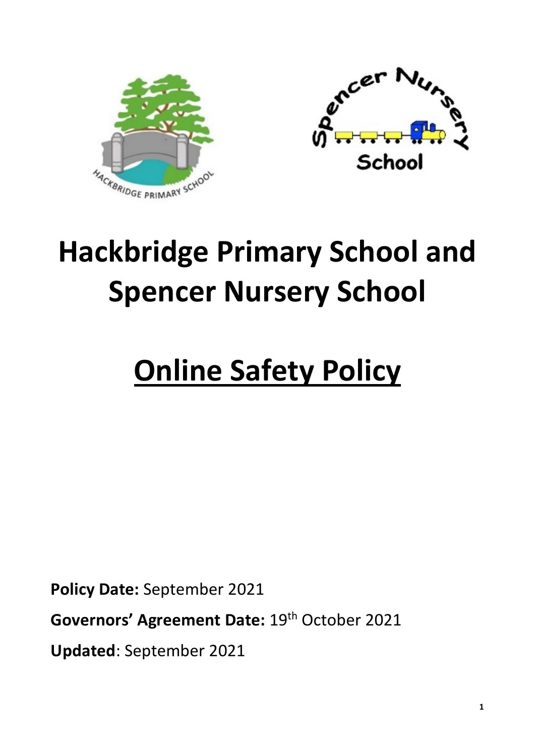# Hackbridge Primary School and Spencer Nursery School

# Online Safety Policy

**Policy Date:** September 2021

**Governors' Agreement Date:** 19th October 2021

**Updated**: September 2021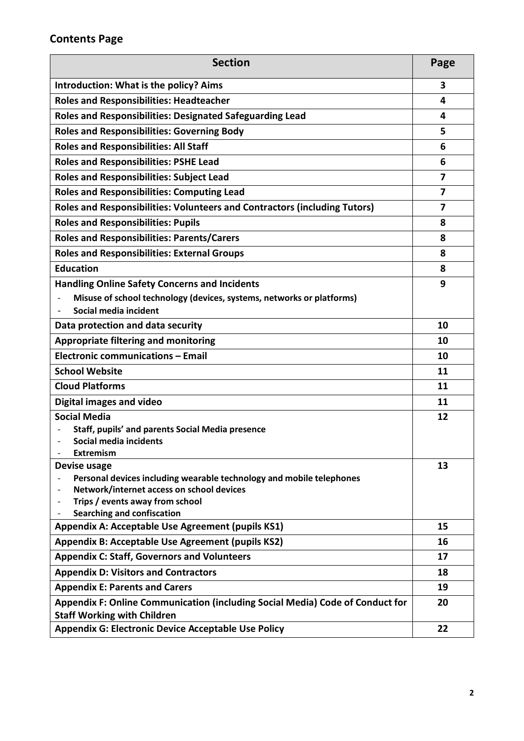## Contents Page

| Section | Page |
|---|---|
| **Introduction: What is the policy? Aims** | **3** |
| **Roles and Responsibilities: Headteacher** | **4** |
| **Roles and Responsibilities: Designated Safeguarding Lead** | **4** |
| **Roles and Responsibilities: Governing Body** | **5** |
| **Roles and Responsibilities: All Staff** | **6** |
| **Roles and Responsibilities: PSHE Lead** | **6** |
| **Roles and Responsibilities: Subject Lead** | **7** |
| **Roles and Responsibilities: Computing Lead** | **7** |
| **Roles and Responsibilities: Volunteers and Contractors (including Tutors)** | **7** |
| **Roles and Responsibilities: Pupils** | **8** |
| **Roles and Responsibilities: Parents/Carers** | **8** |
| **Roles and Responsibilities: External Groups** | **8** |
| **Education** | **8** |
| **Handling Online Safety Concerns and Incidents**<br>- **Misuse of school technology (devices, systems, networks or platforms)**<br>- **Social media incident** | **9** |
| **Data protection and data security** | **10** |
| **Appropriate filtering and monitoring** | **10** |
| **Electronic communications – Email** | **10** |
| **School Website** | **11** |
| **Cloud Platforms** | **11** |
| **Digital images and video** | **11** |
| **Social Media**<br>- **Staff, pupils' and parents Social Media presence**<br>- **Social media incidents**<br>- **Extremism** | **12** |
| **Devise usage**<br>- **Personal devices including wearable technology and mobile telephones**<br>- **Network/internet access on school devices**<br>- **Trips / events away from school**<br>- **Searching and confiscation** | **13** |
| **Appendix A: Acceptable Use Agreement (pupils KS1)** | **15** |
| **Appendix B: Acceptable Use Agreement (pupils KS2)** | **16** |
| **Appendix C: Staff, Governors and Volunteers** | **17** |
| **Appendix D: Visitors and Contractors** | **18** |
| **Appendix E: Parents and Carers** | **19** |
| **Appendix F: Online Communication (including Social Media) Code of Conduct for Staff Working with Children** | **20** |
| **Appendix G: Electronic Device Acceptable Use Policy** | **22** |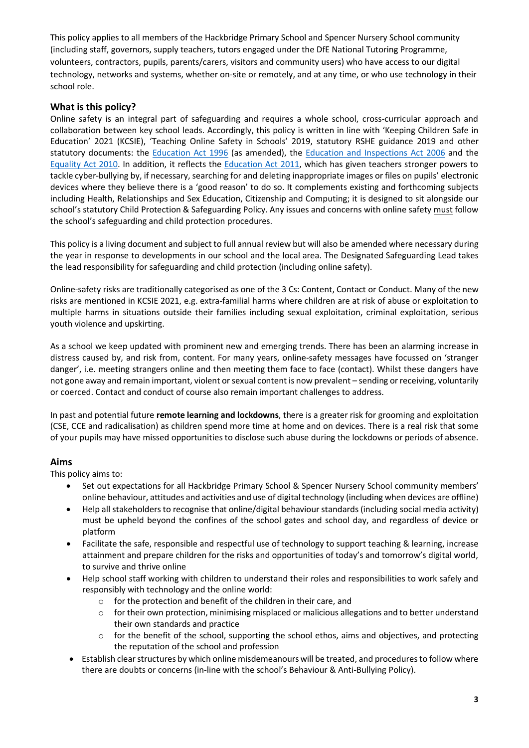This policy applies to all members of the Hackbridge Primary School and Spencer Nursery School community (including staff, governors, supply teachers, tutors engaged under the DfE National Tutoring Programme, volunteers, contractors, pupils, parents/carers, visitors and community users) who have access to our digital technology, networks and systems, whether on-site or remotely, and at any time, or who use technology in their school role.

## What is this policy?

Online safety is an integral part of safeguarding and requires a whole school, cross-curricular approach and collaboration between key school leads. Accordingly, this policy is written in line with 'Keeping Children Safe in Education' 2021 (KCSIE), 'Teaching Online Safety in Schools' 2019, statutory RSHE guidance 2019 and other statutory documents: the Education Act 1996 (as amended), the Education and Inspections Act 2006 and the Equality Act 2010. In addition, it reflects the Education Act 2011, which has given teachers stronger powers to tackle cyber-bullying by, if necessary, searching for and deleting inappropriate images or files on pupils' electronic devices where they believe there is a 'good reason' to do so. It complements existing and forthcoming subjects including Health, Relationships and Sex Education, Citizenship and Computing; it is designed to sit alongside our school's statutory Child Protection & Safeguarding Policy. Any issues and concerns with online safety must follow the school's safeguarding and child protection procedures.

This policy is a living document and subject to full annual review but will also be amended where necessary during the year in response to developments in our school and the local area. The Designated Safeguarding Lead takes the lead responsibility for safeguarding and child protection (including online safety).

Online-safety risks are traditionally categorised as one of the 3 Cs: Content, Contact or Conduct. Many of the new risks are mentioned in KCSIE 2021, e.g. extra-familial harms where children are at risk of abuse or exploitation to multiple harms in situations outside their families including sexual exploitation, criminal exploitation, serious youth violence and upskirting.

As a school we keep updated with prominent new and emerging trends. There has been an alarming increase in distress caused by, and risk from, content. For many years, online-safety messages have focussed on 'stranger danger', i.e. meeting strangers online and then meeting them face to face (contact). Whilst these dangers have not gone away and remain important, violent or sexual content is now prevalent – sending or receiving, voluntarily or coerced. Contact and conduct of course also remain important challenges to address.

In past and potential future **remote learning and lockdowns**, there is a greater risk for grooming and exploitation (CSE, CCE and radicalisation) as children spend more time at home and on devices. There is a real risk that some of your pupils may have missed opportunities to disclose such abuse during the lockdowns or periods of absence.

## Aims

This policy aims to:

- Set out expectations for all Hackbridge Primary School & Spencer Nursery School community members' online behaviour, attitudes and activities and use of digital technology (including when devices are offline)
- Help all stakeholders to recognise that online/digital behaviour standards (including social media activity) must be upheld beyond the confines of the school gates and school day, and regardless of device or platform
- Facilitate the safe, responsible and respectful use of technology to support teaching & learning, increase attainment and prepare children for the risks and opportunities of today's and tomorrow's digital world, to survive and thrive online
- Help school staff working with children to understand their roles and responsibilities to work safely and responsibly with technology and the online world:
    - for the protection and benefit of the children in their care, and
    - for their own protection, minimising misplaced or malicious allegations and to better understand their own standards and practice
    - for the benefit of the school, supporting the school ethos, aims and objectives, and protecting the reputation of the school and profession
- Establish clear structures by which online misdemeanours will be treated, and procedures to follow where there are doubts or concerns (in-line with the school's Behaviour & Anti-Bullying Policy).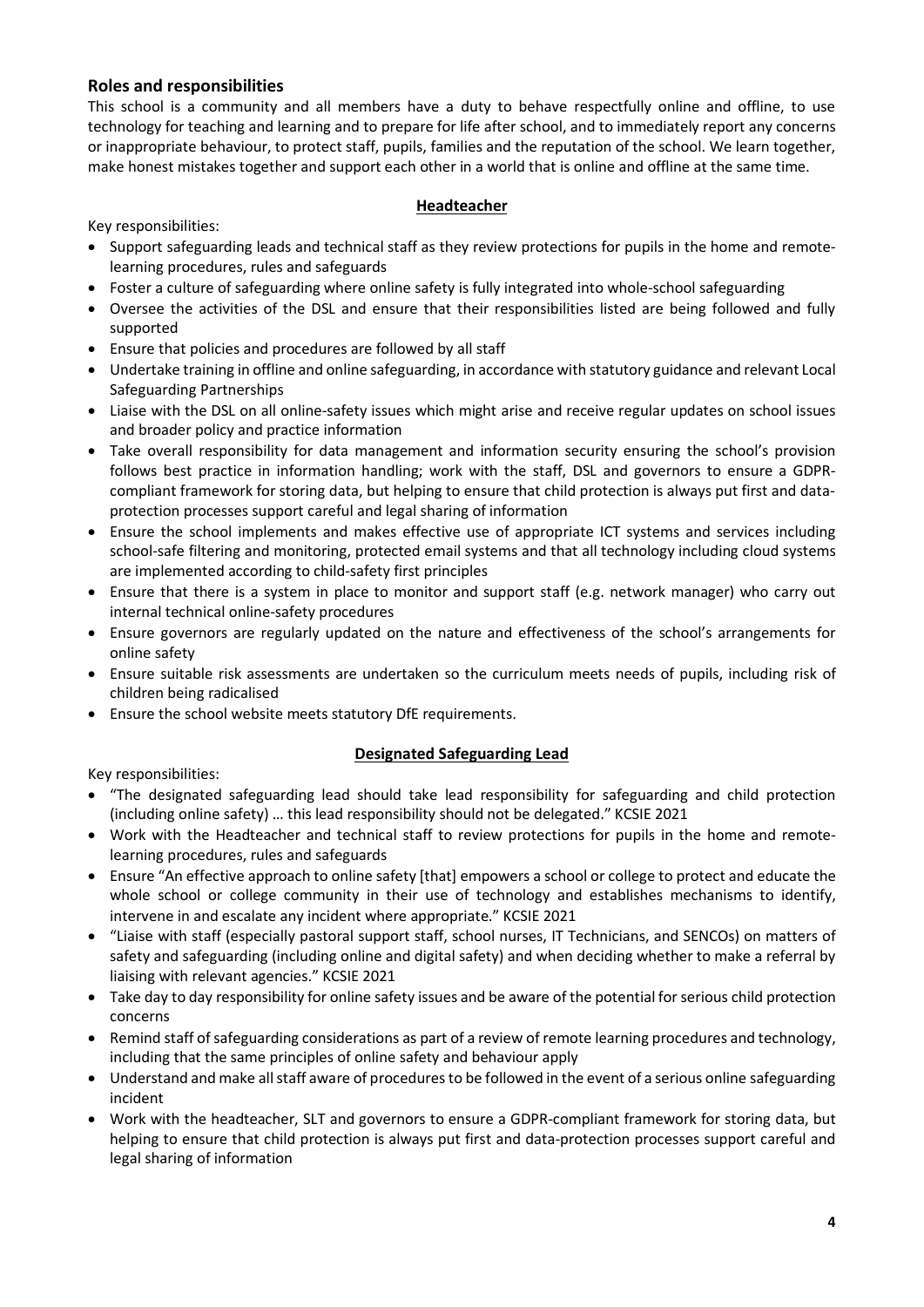## Roles and responsibilities

This school is a community and all members have a duty to behave respectfully online and offline, to use technology for teaching and learning and to prepare for life after school, and to immediately report any concerns or inappropriate behaviour, to protect staff, pupils, families and the reputation of the school. We learn together, make honest mistakes together and support each other in a world that is online and offline at the same time.

### Headteacher

Key responsibilities:

- Support safeguarding leads and technical staff as they review protections for pupils in the home and remote-learning procedures, rules and safeguards
- Foster a culture of safeguarding where online safety is fully integrated into whole-school safeguarding
- Oversee the activities of the DSL and ensure that their responsibilities listed are being followed and fully supported
- Ensure that policies and procedures are followed by all staff
- Undertake training in offline and online safeguarding, in accordance with statutory guidance and relevant Local Safeguarding Partnerships
- Liaise with the DSL on all online-safety issues which might arise and receive regular updates on school issues and broader policy and practice information
- Take overall responsibility for data management and information security ensuring the school's provision follows best practice in information handling; work with the staff, DSL and governors to ensure a GDPR-compliant framework for storing data, but helping to ensure that child protection is always put first and data-protection processes support careful and legal sharing of information
- Ensure the school implements and makes effective use of appropriate ICT systems and services including school-safe filtering and monitoring, protected email systems and that all technology including cloud systems are implemented according to child-safety first principles
- Ensure that there is a system in place to monitor and support staff (e.g. network manager) who carry out internal technical online-safety procedures
- Ensure governors are regularly updated on the nature and effectiveness of the school's arrangements for online safety
- Ensure suitable risk assessments are undertaken so the curriculum meets needs of pupils, including risk of children being radicalised
- Ensure the school website meets statutory DfE requirements.

### Designated Safeguarding Lead

Key responsibilities:

- "The designated safeguarding lead should take lead responsibility for safeguarding and child protection (including online safety) … this lead responsibility should not be delegated." KCSIE 2021
- Work with the Headteacher and technical staff to review protections for pupils in the home and remote-learning procedures, rules and safeguards
- Ensure "An effective approach to online safety [that] empowers a school or college to protect and educate the whole school or college community in their use of technology and establishes mechanisms to identify, intervene in and escalate any incident where appropriate." KCSIE 2021
- "Liaise with staff (especially pastoral support staff, school nurses, IT Technicians, and SENCOs) on matters of safety and safeguarding (including online and digital safety) and when deciding whether to make a referral by liaising with relevant agencies." KCSIE 2021
- Take day to day responsibility for online safety issues and be aware of the potential for serious child protection concerns
- Remind staff of safeguarding considerations as part of a review of remote learning procedures and technology, including that the same principles of online safety and behaviour apply
- Understand and make all staff aware of procedures to be followed in the event of a serious online safeguarding incident
- Work with the headteacher, SLT and governors to ensure a GDPR-compliant framework for storing data, but helping to ensure that child protection is always put first and data-protection processes support careful and legal sharing of information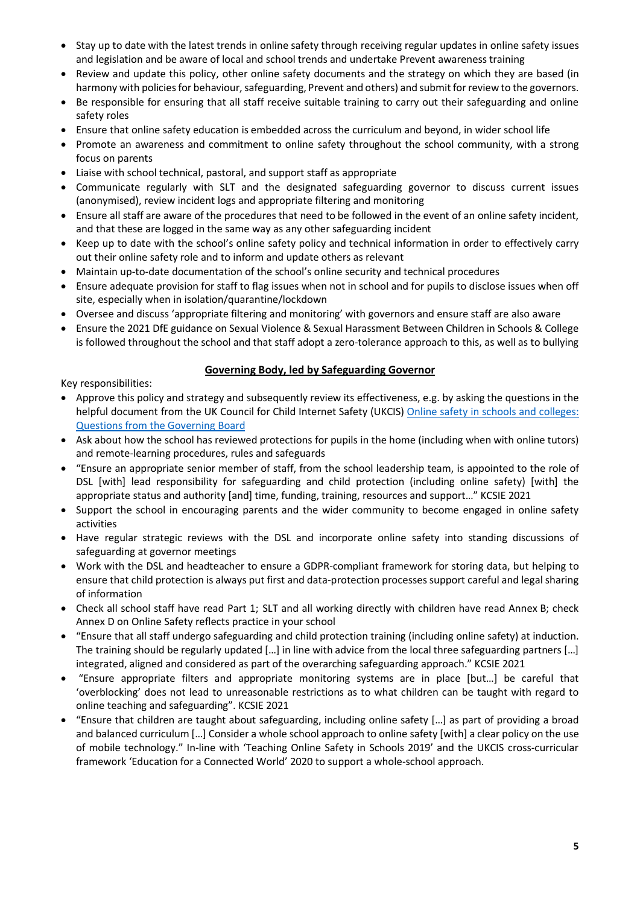- Stay up to date with the latest trends in online safety through receiving regular updates in online safety issues and legislation and be aware of local and school trends and undertake Prevent awareness training
- Review and update this policy, other online safety documents and the strategy on which they are based (in harmony with policies for behaviour, safeguarding, Prevent and others) and submit for review to the governors.
- Be responsible for ensuring that all staff receive suitable training to carry out their safeguarding and online safety roles
- Ensure that online safety education is embedded across the curriculum and beyond, in wider school life
- Promote an awareness and commitment to online safety throughout the school community, with a strong focus on parents
- Liaise with school technical, pastoral, and support staff as appropriate
- Communicate regularly with SLT and the designated safeguarding governor to discuss current issues (anonymised), review incident logs and appropriate filtering and monitoring
- Ensure all staff are aware of the procedures that need to be followed in the event of an online safety incident, and that these are logged in the same way as any other safeguarding incident
- Keep up to date with the school's online safety policy and technical information in order to effectively carry out their online safety role and to inform and update others as relevant
- Maintain up-to-date documentation of the school's online security and technical procedures
- Ensure adequate provision for staff to flag issues when not in school and for pupils to disclose issues when off site, especially when in isolation/quarantine/lockdown
- Oversee and discuss 'appropriate filtering and monitoring' with governors and ensure staff are also aware
- Ensure the 2021 DfE guidance on Sexual Violence & Sexual Harassment Between Children in Schools & College is followed throughout the school and that staff adopt a zero-tolerance approach to this, as well as to bullying

## Governing Body, led by Safeguarding Governor

Key responsibilities:

- Approve this policy and strategy and subsequently review its effectiveness, e.g. by asking the questions in the helpful document from the UK Council for Child Internet Safety (UKCIS) Online safety in schools and colleges: Questions from the Governing Board
- Ask about how the school has reviewed protections for pupils in the home (including when with online tutors) and remote-learning procedures, rules and safeguards
- "Ensure an appropriate senior member of staff, from the school leadership team, is appointed to the role of DSL [with] lead responsibility for safeguarding and child protection (including online safety) [with] the appropriate status and authority [and] time, funding, training, resources and support…" KCSIE 2021
- Support the school in encouraging parents and the wider community to become engaged in online safety activities
- Have regular strategic reviews with the DSL and incorporate online safety into standing discussions of safeguarding at governor meetings
- Work with the DSL and headteacher to ensure a GDPR-compliant framework for storing data, but helping to ensure that child protection is always put first and data-protection processes support careful and legal sharing of information
- Check all school staff have read Part 1; SLT and all working directly with children have read Annex B; check Annex D on Online Safety reflects practice in your school
- "Ensure that all staff undergo safeguarding and child protection training (including online safety) at induction. The training should be regularly updated […] in line with advice from the local three safeguarding partners […] integrated, aligned and considered as part of the overarching safeguarding approach." KCSIE 2021
- "Ensure appropriate filters and appropriate monitoring systems are in place [but…] be careful that 'overblocking' does not lead to unreasonable restrictions as to what children can be taught with regard to online teaching and safeguarding". KCSIE 2021
- "Ensure that children are taught about safeguarding, including online safety […] as part of providing a broad and balanced curriculum […] Consider a whole school approach to online safety [with] a clear policy on the use of mobile technology." In-line with 'Teaching Online Safety in Schools 2019' and the UKCIS cross-curricular framework 'Education for a Connected World' 2020 to support a whole-school approach.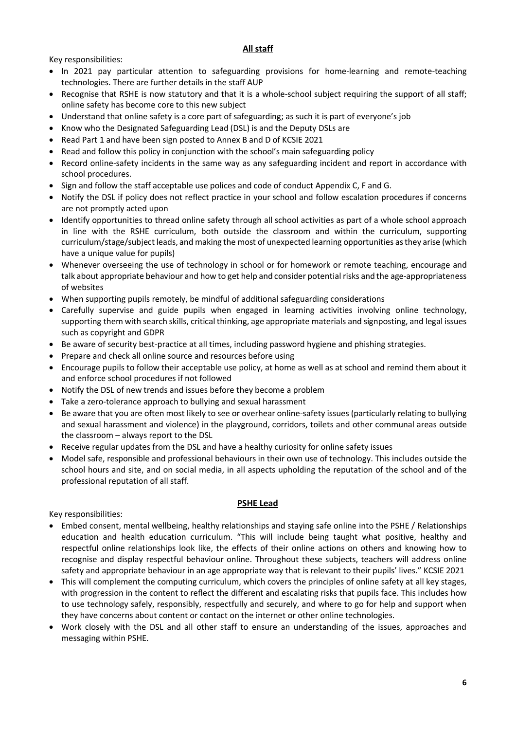## All staff

Key responsibilities:

- In 2021 pay particular attention to safeguarding provisions for home-learning and remote-teaching technologies. There are further details in the staff AUP
- Recognise that RSHE is now statutory and that it is a whole-school subject requiring the support of all staff; online safety has become core to this new subject
- Understand that online safety is a core part of safeguarding; as such it is part of everyone's job
- Know who the Designated Safeguarding Lead (DSL) is and the Deputy DSLs are
- Read Part 1 and have been sign posted to Annex B and D of KCSIE 2021
- Read and follow this policy in conjunction with the school's main safeguarding policy
- Record online-safety incidents in the same way as any safeguarding incident and report in accordance with school procedures.
- Sign and follow the staff acceptable use polices and code of conduct Appendix C, F and G.
- Notify the DSL if policy does not reflect practice in your school and follow escalation procedures if concerns are not promptly acted upon
- Identify opportunities to thread online safety through all school activities as part of a whole school approach in line with the RSHE curriculum, both outside the classroom and within the curriculum, supporting curriculum/stage/subject leads, and making the most of unexpected learning opportunities as they arise (which have a unique value for pupils)
- Whenever overseeing the use of technology in school or for homework or remote teaching, encourage and talk about appropriate behaviour and how to get help and consider potential risks and the age-appropriateness of websites
- When supporting pupils remotely, be mindful of additional safeguarding considerations
- Carefully supervise and guide pupils when engaged in learning activities involving online technology, supporting them with search skills, critical thinking, age appropriate materials and signposting, and legal issues such as copyright and GDPR
- Be aware of security best-practice at all times, including password hygiene and phishing strategies.
- Prepare and check all online source and resources before using
- Encourage pupils to follow their acceptable use policy, at home as well as at school and remind them about it and enforce school procedures if not followed
- Notify the DSL of new trends and issues before they become a problem
- Take a zero-tolerance approach to bullying and sexual harassment
- Be aware that you are often most likely to see or overhear online-safety issues (particularly relating to bullying and sexual harassment and violence) in the playground, corridors, toilets and other communal areas outside the classroom – always report to the DSL
- Receive regular updates from the DSL and have a healthy curiosity for online safety issues
- Model safe, responsible and professional behaviours in their own use of technology. This includes outside the school hours and site, and on social media, in all aspects upholding the reputation of the school and of the professional reputation of all staff.

## PSHE Lead

Key responsibilities:

- Embed consent, mental wellbeing, healthy relationships and staying safe online into the PSHE / Relationships education and health education curriculum. "This will include being taught what positive, healthy and respectful online relationships look like, the effects of their online actions on others and knowing how to recognise and display respectful behaviour online. Throughout these subjects, teachers will address online safety and appropriate behaviour in an age appropriate way that is relevant to their pupils' lives." KCSIE 2021
- This will complement the computing curriculum, which covers the principles of online safety at all key stages, with progression in the content to reflect the different and escalating risks that pupils face. This includes how to use technology safely, responsibly, respectfully and securely, and where to go for help and support when they have concerns about content or contact on the internet or other online technologies.
- Work closely with the DSL and all other staff to ensure an understanding of the issues, approaches and messaging within PSHE.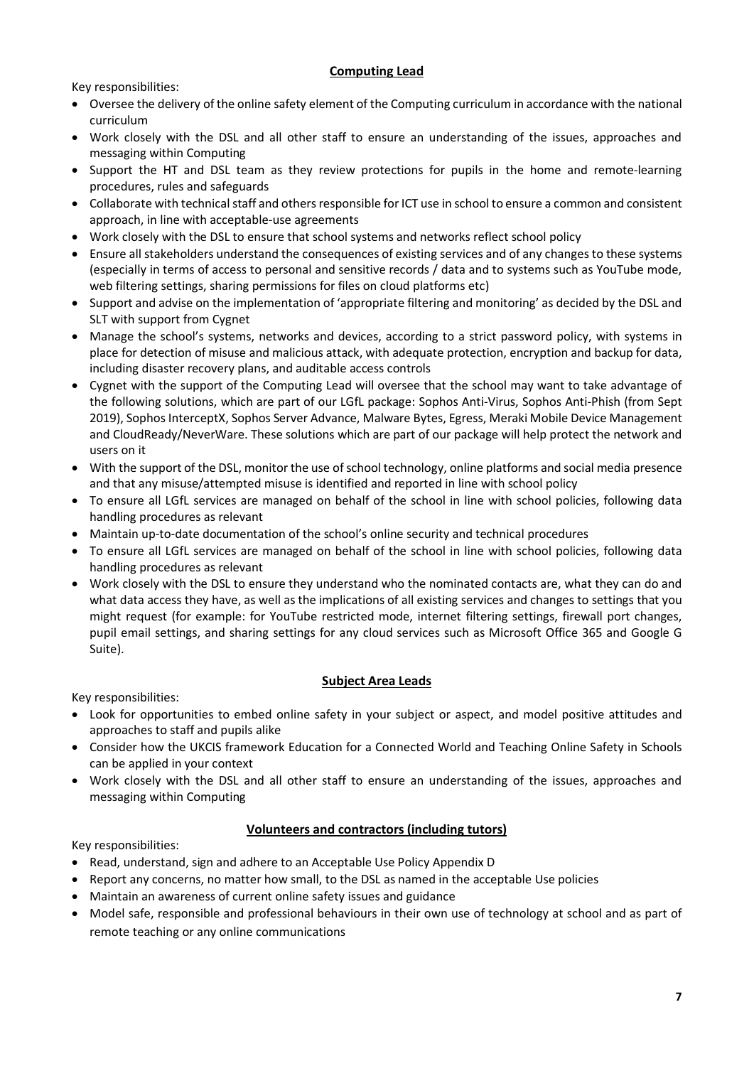## Computing Lead

Key responsibilities:

- Oversee the delivery of the online safety element of the Computing curriculum in accordance with the national curriculum
- Work closely with the DSL and all other staff to ensure an understanding of the issues, approaches and messaging within Computing
- Support the HT and DSL team as they review protections for pupils in the home and remote-learning procedures, rules and safeguards
- Collaborate with technical staff and others responsible for ICT use in school to ensure a common and consistent approach, in line with acceptable-use agreements
- Work closely with the DSL to ensure that school systems and networks reflect school policy
- Ensure all stakeholders understand the consequences of existing services and of any changes to these systems (especially in terms of access to personal and sensitive records / data and to systems such as YouTube mode, web filtering settings, sharing permissions for files on cloud platforms etc)
- Support and advise on the implementation of 'appropriate filtering and monitoring' as decided by the DSL and SLT with support from Cygnet
- Manage the school's systems, networks and devices, according to a strict password policy, with systems in place for detection of misuse and malicious attack, with adequate protection, encryption and backup for data, including disaster recovery plans, and auditable access controls
- Cygnet with the support of the Computing Lead will oversee that the school may want to take advantage of the following solutions, which are part of our LGfL package: Sophos Anti-Virus, Sophos Anti-Phish (from Sept 2019), Sophos InterceptX, Sophos Server Advance, Malware Bytes, Egress, Meraki Mobile Device Management and CloudReady/NeverWare. These solutions which are part of our package will help protect the network and users on it
- With the support of the DSL, monitor the use of school technology, online platforms and social media presence and that any misuse/attempted misuse is identified and reported in line with school policy
- To ensure all LGfL services are managed on behalf of the school in line with school policies, following data handling procedures as relevant
- Maintain up-to-date documentation of the school's online security and technical procedures
- To ensure all LGfL services are managed on behalf of the school in line with school policies, following data handling procedures as relevant
- Work closely with the DSL to ensure they understand who the nominated contacts are, what they can do and what data access they have, as well as the implications of all existing services and changes to settings that you might request (for example: for YouTube restricted mode, internet filtering settings, firewall port changes, pupil email settings, and sharing settings for any cloud services such as Microsoft Office 365 and Google G Suite).

## Subject Area Leads

Key responsibilities:

- Look for opportunities to embed online safety in your subject or aspect, and model positive attitudes and approaches to staff and pupils alike
- Consider how the UKCIS framework Education for a Connected World and Teaching Online Safety in Schools can be applied in your context
- Work closely with the DSL and all other staff to ensure an understanding of the issues, approaches and messaging within Computing

## Volunteers and contractors (including tutors)

Key responsibilities:

- Read, understand, sign and adhere to an Acceptable Use Policy Appendix D
- Report any concerns, no matter how small, to the DSL as named in the acceptable Use policies
- Maintain an awareness of current online safety issues and guidance
- Model safe, responsible and professional behaviours in their own use of technology at school and as part of remote teaching or any online communications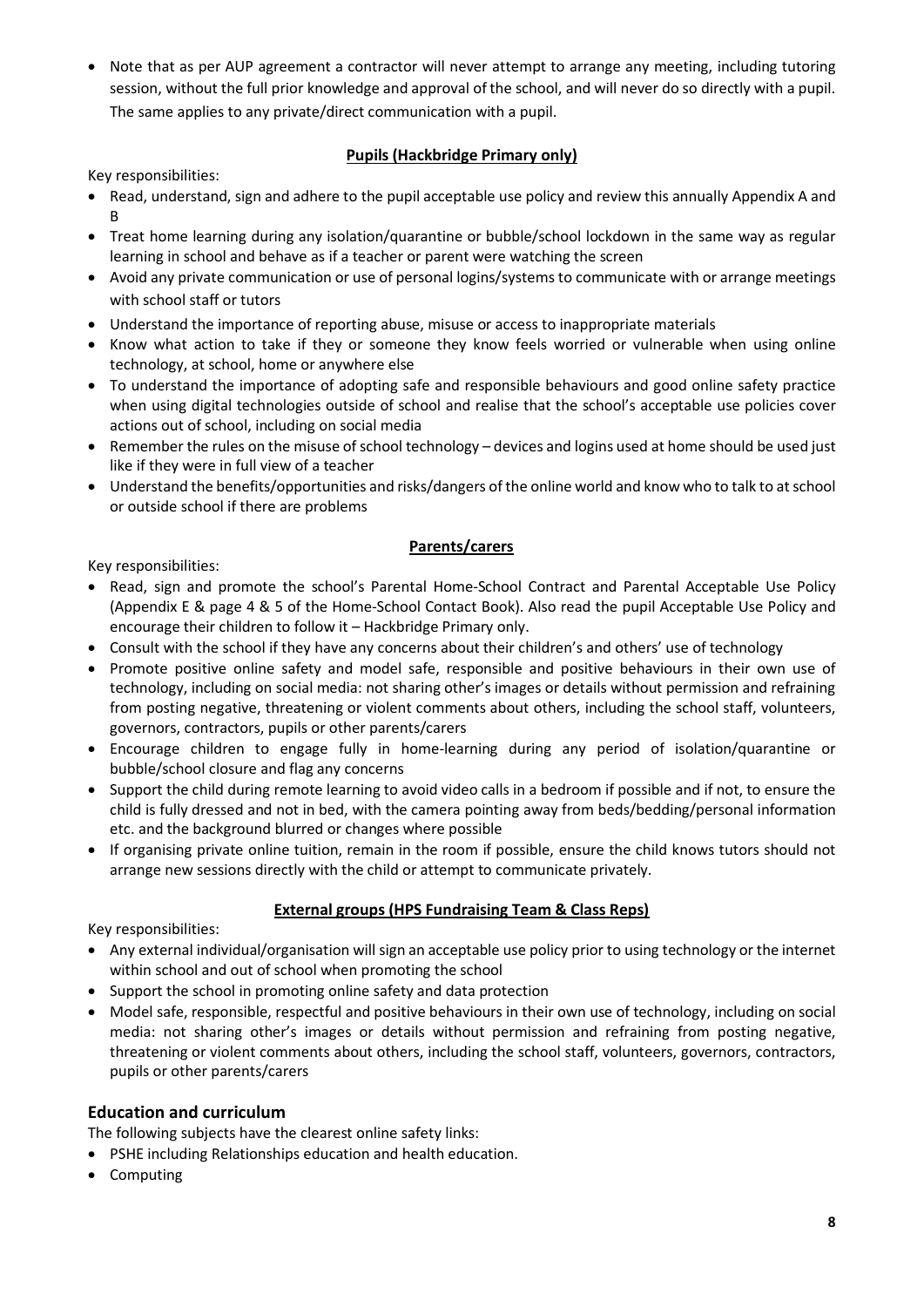- Note that as per AUP agreement a contractor will never attempt to arrange any meeting, including tutoring session, without the full prior knowledge and approval of the school, and will never do so directly with a pupil. The same applies to any private/direct communication with a pupil.

**Pupils (Hackbridge Primary only)**

Key responsibilities:

- Read, understand, sign and adhere to the pupil acceptable use policy and review this annually Appendix A and B
- Treat home learning during any isolation/quarantine or bubble/school lockdown in the same way as regular learning in school and behave as if a teacher or parent were watching the screen
- Avoid any private communication or use of personal logins/systems to communicate with or arrange meetings with school staff or tutors
- Understand the importance of reporting abuse, misuse or access to inappropriate materials
- Know what action to take if they or someone they know feels worried or vulnerable when using online technology, at school, home or anywhere else
- To understand the importance of adopting safe and responsible behaviours and good online safety practice when using digital technologies outside of school and realise that the school's acceptable use policies cover actions out of school, including on social media
- Remember the rules on the misuse of school technology – devices and logins used at home should be used just like if they were in full view of a teacher
- Understand the benefits/opportunities and risks/dangers of the online world and know who to talk to at school or outside school if there are problems

**Parents/carers**

Key responsibilities:

- Read, sign and promote the school's Parental Home-School Contract and Parental Acceptable Use Policy (Appendix E & page 4 & 5 of the Home-School Contact Book). Also read the pupil Acceptable Use Policy and encourage their children to follow it – Hackbridge Primary only.
- Consult with the school if they have any concerns about their children's and others' use of technology
- Promote positive online safety and model safe, responsible and positive behaviours in their own use of technology, including on social media: not sharing other's images or details without permission and refraining from posting negative, threatening or violent comments about others, including the school staff, volunteers, governors, contractors, pupils or other parents/carers
- Encourage children to engage fully in home-learning during any period of isolation/quarantine or bubble/school closure and flag any concerns
- Support the child during remote learning to avoid video calls in a bedroom if possible and if not, to ensure the child is fully dressed and not in bed, with the camera pointing away from beds/bedding/personal information etc. and the background blurred or changes where possible
- If organising private online tuition, remain in the room if possible, ensure the child knows tutors should not arrange new sessions directly with the child or attempt to communicate privately.

**External groups (HPS Fundraising Team & Class Reps)**

Key responsibilities:

- Any external individual/organisation will sign an acceptable use policy prior to using technology or the internet within school and out of school when promoting the school
- Support the school in promoting online safety and data protection
- Model safe, responsible, respectful and positive behaviours in their own use of technology, including on social media: not sharing other's images or details without permission and refraining from posting negative, threatening or violent comments about others, including the school staff, volunteers, governors, contractors, pupils or other parents/carers

## Education and curriculum

The following subjects have the clearest online safety links:

- PSHE including Relationships education and health education.
- Computing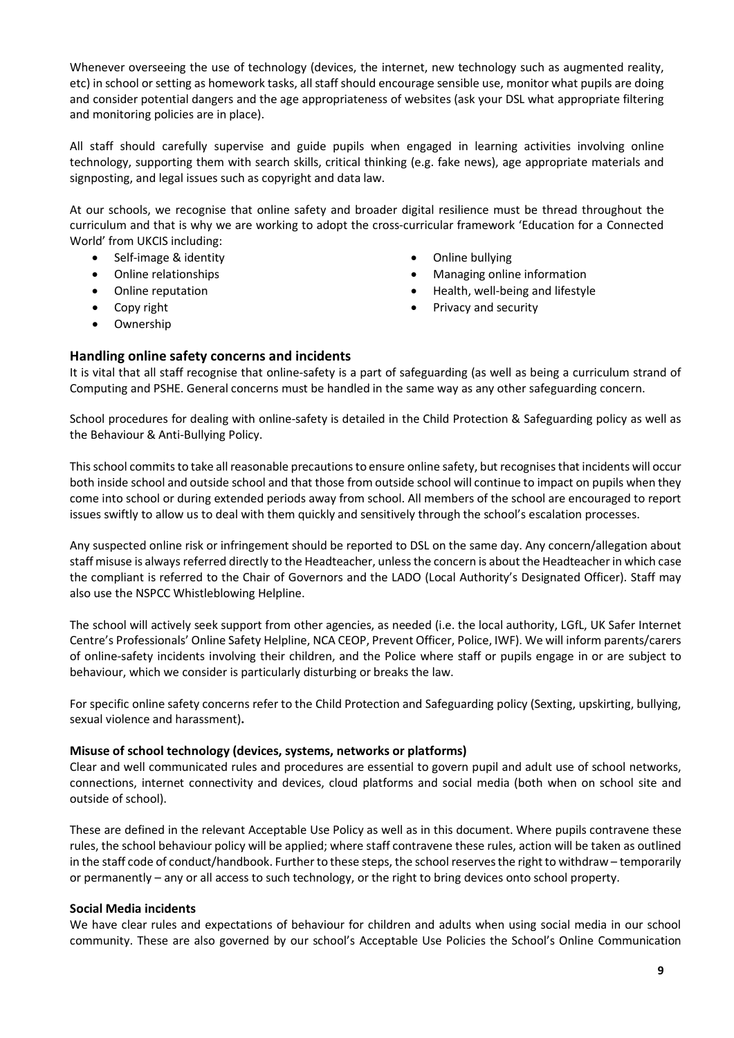Whenever overseeing the use of technology (devices, the internet, new technology such as augmented reality, etc) in school or setting as homework tasks, all staff should encourage sensible use, monitor what pupils are doing and consider potential dangers and the age appropriateness of websites (ask your DSL what appropriate filtering and monitoring policies are in place).

All staff should carefully supervise and guide pupils when engaged in learning activities involving online technology, supporting them with search skills, critical thinking (e.g. fake news), age appropriate materials and signposting, and legal issues such as copyright and data law.

At our schools, we recognise that online safety and broader digital resilience must be thread throughout the curriculum and that is why we are working to adopt the cross-curricular framework 'Education for a Connected World' from UKCIS including:

- Self-image & identity
- Online relationships
- Online reputation
- Copy right
- Ownership
- Online bullying
- Managing online information
- Health, well-being and lifestyle
- Privacy and security

## Handling online safety concerns and incidents

It is vital that all staff recognise that online-safety is a part of safeguarding (as well as being a curriculum strand of Computing and PSHE. General concerns must be handled in the same way as any other safeguarding concern.

School procedures for dealing with online-safety is detailed in the Child Protection & Safeguarding policy as well as the Behaviour & Anti-Bullying Policy.

This school commits to take all reasonable precautions to ensure online safety, but recognises that incidents will occur both inside school and outside school and that those from outside school will continue to impact on pupils when they come into school or during extended periods away from school. All members of the school are encouraged to report issues swiftly to allow us to deal with them quickly and sensitively through the school's escalation processes.

Any suspected online risk or infringement should be reported to DSL on the same day. Any concern/allegation about staff misuse is always referred directly to the Headteacher, unless the concern is about the Headteacher in which case the compliant is referred to the Chair of Governors and the LADO (Local Authority's Designated Officer). Staff may also use the NSPCC Whistleblowing Helpline.

The school will actively seek support from other agencies, as needed (i.e. the local authority, LGfL, UK Safer Internet Centre's Professionals' Online Safety Helpline, NCA CEOP, Prevent Officer, Police, IWF). We will inform parents/carers of online-safety incidents involving their children, and the Police where staff or pupils engage in or are subject to behaviour, which we consider is particularly disturbing or breaks the law.

For specific online safety concerns refer to the Child Protection and Safeguarding policy (Sexting, upskirting, bullying, sexual violence and harassment)**.**

### Misuse of school technology (devices, systems, networks or platforms)

Clear and well communicated rules and procedures are essential to govern pupil and adult use of school networks, connections, internet connectivity and devices, cloud platforms and social media (both when on school site and outside of school).

These are defined in the relevant Acceptable Use Policy as well as in this document. Where pupils contravene these rules, the school behaviour policy will be applied; where staff contravene these rules, action will be taken as outlined in the staff code of conduct/handbook. Further to these steps, the school reserves the right to withdraw – temporarily or permanently – any or all access to such technology, or the right to bring devices onto school property.

### Social Media incidents

We have clear rules and expectations of behaviour for children and adults when using social media in our school community. These are also governed by our school's Acceptable Use Policies the School's Online Communication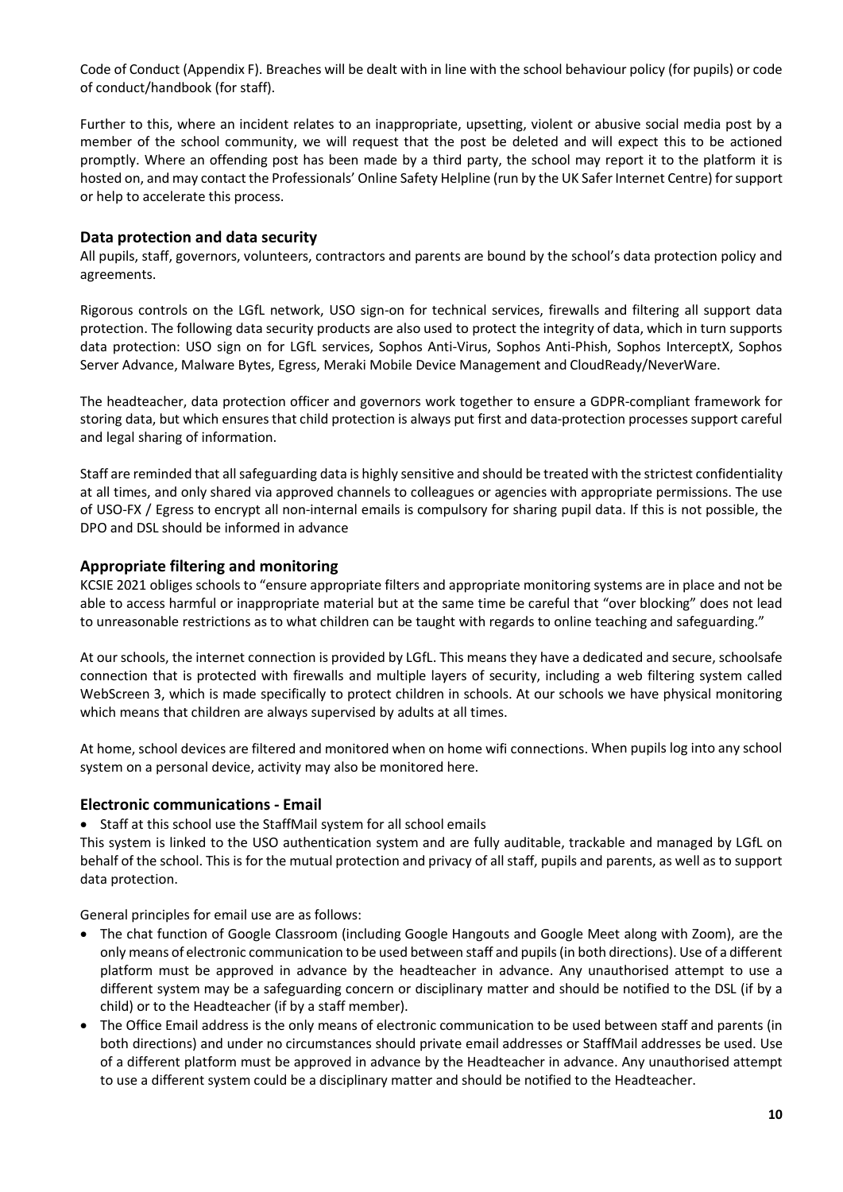Code of Conduct (Appendix F). Breaches will be dealt with in line with the school behaviour policy (for pupils) or code of conduct/handbook (for staff).

Further to this, where an incident relates to an inappropriate, upsetting, violent or abusive social media post by a member of the school community, we will request that the post be deleted and will expect this to be actioned promptly. Where an offending post has been made by a third party, the school may report it to the platform it is hosted on, and may contact the Professionals' Online Safety Helpline (run by the UK Safer Internet Centre) for support or help to accelerate this process.

## Data protection and data security

All pupils, staff, governors, volunteers, contractors and parents are bound by the school's data protection policy and agreements.

Rigorous controls on the LGfL network, USO sign-on for technical services, firewalls and filtering all support data protection. The following data security products are also used to protect the integrity of data, which in turn supports data protection: USO sign on for LGfL services, Sophos Anti-Virus, Sophos Anti-Phish, Sophos InterceptX, Sophos Server Advance, Malware Bytes, Egress, Meraki Mobile Device Management and CloudReady/NeverWare.

The headteacher, data protection officer and governors work together to ensure a GDPR-compliant framework for storing data, but which ensures that child protection is always put first and data-protection processes support careful and legal sharing of information.

Staff are reminded that all safeguarding data is highly sensitive and should be treated with the strictest confidentiality at all times, and only shared via approved channels to colleagues or agencies with appropriate permissions. The use of USO-FX / Egress to encrypt all non-internal emails is compulsory for sharing pupil data. If this is not possible, the DPO and DSL should be informed in advance

## Appropriate filtering and monitoring

KCSIE 2021 obliges schools to "ensure appropriate filters and appropriate monitoring systems are in place and not be able to access harmful or inappropriate material but at the same time be careful that "over blocking" does not lead to unreasonable restrictions as to what children can be taught with regards to online teaching and safeguarding."

At our schools, the internet connection is provided by LGfL. This means they have a dedicated and secure, schoolsafe connection that is protected with firewalls and multiple layers of security, including a web filtering system called WebScreen 3, which is made specifically to protect children in schools. At our schools we have physical monitoring which means that children are always supervised by adults at all times.

At home, school devices are filtered and monitored when on home wifi connections. When pupils log into any school system on a personal device, activity may also be monitored here.

## Electronic communications - Email

- Staff at this school use the StaffMail system for all school emails

This system is linked to the USO authentication system and are fully auditable, trackable and managed by LGfL on behalf of the school. This is for the mutual protection and privacy of all staff, pupils and parents, as well as to support data protection.

General principles for email use are as follows:

- The chat function of Google Classroom (including Google Hangouts and Google Meet along with Zoom), are the only means of electronic communication to be used between staff and pupils (in both directions). Use of a different platform must be approved in advance by the headteacher in advance. Any unauthorised attempt to use a different system may be a safeguarding concern or disciplinary matter and should be notified to the DSL (if by a child) or to the Headteacher (if by a staff member).
- The Office Email address is the only means of electronic communication to be used between staff and parents (in both directions) and under no circumstances should private email addresses or StaffMail addresses be used. Use of a different platform must be approved in advance by the Headteacher in advance. Any unauthorised attempt to use a different system could be a disciplinary matter and should be notified to the Headteacher.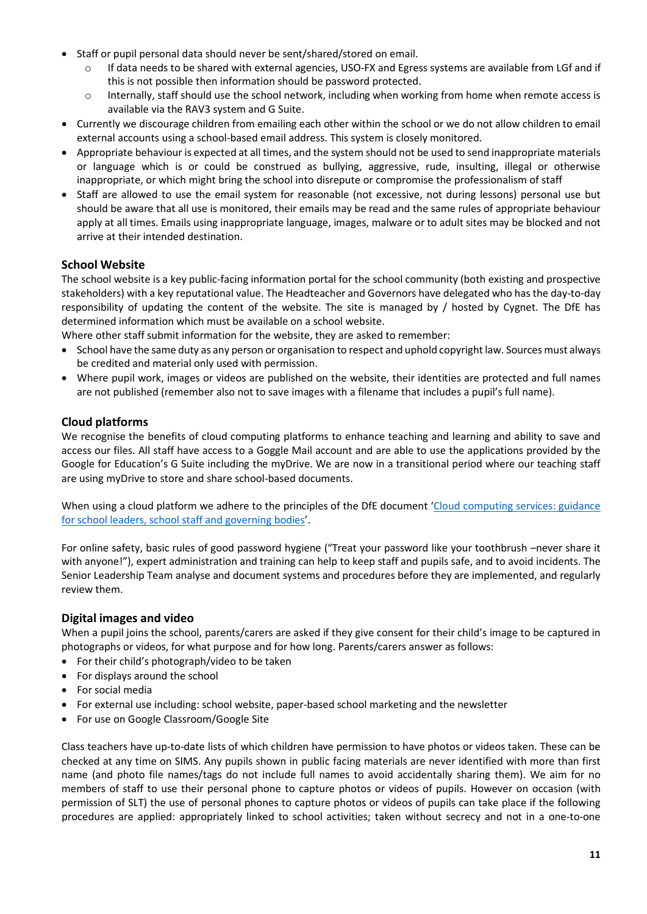- Staff or pupil personal data should never be sent/shared/stored on email.
  - If data needs to be shared with external agencies, USO-FX and Egress systems are available from LGf and if this is not possible then information should be password protected.
  - Internally, staff should use the school network, including when working from home when remote access is available via the RAV3 system and G Suite.
- Currently we discourage children from emailing each other within the school or we do not allow children to email external accounts using a school-based email address. This system is closely monitored.
- Appropriate behaviour is expected at all times, and the system should not be used to send inappropriate materials or language which is or could be construed as bullying, aggressive, rude, insulting, illegal or otherwise inappropriate, or which might bring the school into disrepute or compromise the professionalism of staff
- Staff are allowed to use the email system for reasonable (not excessive, not during lessons) personal use but should be aware that all use is monitored, their emails may be read and the same rules of appropriate behaviour apply at all times. Emails using inappropriate language, images, malware or to adult sites may be blocked and not arrive at their intended destination.

## School Website

The school website is a key public-facing information portal for the school community (both existing and prospective stakeholders) with a key reputational value. The Headteacher and Governors have delegated who has the day-to-day responsibility of updating the content of the website. The site is managed by / hosted by Cygnet. The DfE has determined information which must be available on a school website.

Where other staff submit information for the website, they are asked to remember:

- School have the same duty as any person or organisation to respect and uphold copyright law. Sources must always be credited and material only used with permission.
- Where pupil work, images or videos are published on the website, their identities are protected and full names are not published (remember also not to save images with a filename that includes a pupil's full name).

## Cloud platforms

We recognise the benefits of cloud computing platforms to enhance teaching and learning and ability to save and access our files. All staff have access to a Goggle Mail account and are able to use the applications provided by the Google for Education's G Suite including the myDrive. We are now in a transitional period where our teaching staff are using myDrive to store and share school-based documents.

When using a cloud platform we adhere to the principles of the DfE document '[Cloud computing services: guidance for school leaders, school staff and governing bodies]'.

For online safety, basic rules of good password hygiene ("Treat your password like your toothbrush –never share it with anyone!"), expert administration and training can help to keep staff and pupils safe, and to avoid incidents. The Senior Leadership Team analyse and document systems and procedures before they are implemented, and regularly review them.

## Digital images and video

When a pupil joins the school, parents/carers are asked if they give consent for their child's image to be captured in photographs or videos, for what purpose and for how long. Parents/carers answer as follows:

- For their child's photograph/video to be taken
- For displays around the school
- For social media
- For external use including: school website, paper-based school marketing and the newsletter
- For use on Google Classroom/Google Site

Class teachers have up-to-date lists of which children have permission to have photos or videos taken. These can be checked at any time on SIMS. Any pupils shown in public facing materials are never identified with more than first name (and photo file names/tags do not include full names to avoid accidentally sharing them). We aim for no members of staff to use their personal phone to capture photos or videos of pupils. However on occasion (with permission of SLT) the use of personal phones to capture photos or videos of pupils can take place if the following procedures are applied: appropriately linked to school activities; taken without secrecy and not in a one-to-one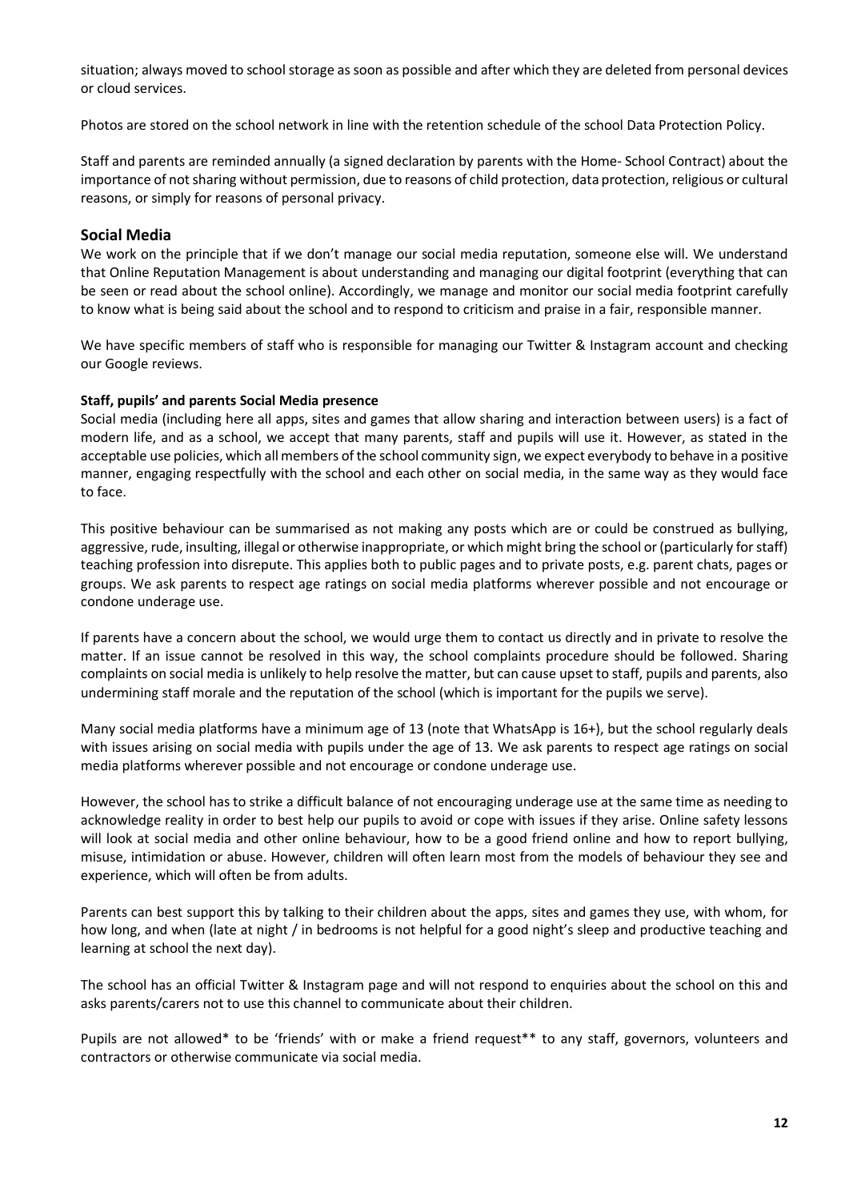situation; always moved to school storage as soon as possible and after which they are deleted from personal devices or cloud services.

Photos are stored on the school network in line with the retention schedule of the school Data Protection Policy.

Staff and parents are reminded annually (a signed declaration by parents with the Home- School Contract) about the importance of not sharing without permission, due to reasons of child protection, data protection, religious or cultural reasons, or simply for reasons of personal privacy.

## Social Media

We work on the principle that if we don't manage our social media reputation, someone else will. We understand that Online Reputation Management is about understanding and managing our digital footprint (everything that can be seen or read about the school online). Accordingly, we manage and monitor our social media footprint carefully to know what is being said about the school and to respond to criticism and praise in a fair, responsible manner.

We have specific members of staff who is responsible for managing our Twitter & Instagram account and checking our Google reviews.

**Staff, pupils' and parents Social Media presence**

Social media (including here all apps, sites and games that allow sharing and interaction between users) is a fact of modern life, and as a school, we accept that many parents, staff and pupils will use it. However, as stated in the acceptable use policies, which all members of the school community sign, we expect everybody to behave in a positive manner, engaging respectfully with the school and each other on social media, in the same way as they would face to face.

This positive behaviour can be summarised as not making any posts which are or could be construed as bullying, aggressive, rude, insulting, illegal or otherwise inappropriate, or which might bring the school or (particularly for staff) teaching profession into disrepute. This applies both to public pages and to private posts, e.g. parent chats, pages or groups. We ask parents to respect age ratings on social media platforms wherever possible and not encourage or condone underage use.

If parents have a concern about the school, we would urge them to contact us directly and in private to resolve the matter. If an issue cannot be resolved in this way, the school complaints procedure should be followed. Sharing complaints on social media is unlikely to help resolve the matter, but can cause upset to staff, pupils and parents, also undermining staff morale and the reputation of the school (which is important for the pupils we serve).

Many social media platforms have a minimum age of 13 (note that WhatsApp is 16+), but the school regularly deals with issues arising on social media with pupils under the age of 13. We ask parents to respect age ratings on social media platforms wherever possible and not encourage or condone underage use.

However, the school has to strike a difficult balance of not encouraging underage use at the same time as needing to acknowledge reality in order to best help our pupils to avoid or cope with issues if they arise. Online safety lessons will look at social media and other online behaviour, how to be a good friend online and how to report bullying, misuse, intimidation or abuse. However, children will often learn most from the models of behaviour they see and experience, which will often be from adults.

Parents can best support this by talking to their children about the apps, sites and games they use, with whom, for how long, and when (late at night / in bedrooms is not helpful for a good night's sleep and productive teaching and learning at school the next day).

The school has an official Twitter & Instagram page and will not respond to enquiries about the school on this and asks parents/carers not to use this channel to communicate about their children.

Pupils are not allowed* to be 'friends' with or make a friend request** to any staff, governors, volunteers and contractors or otherwise communicate via social media.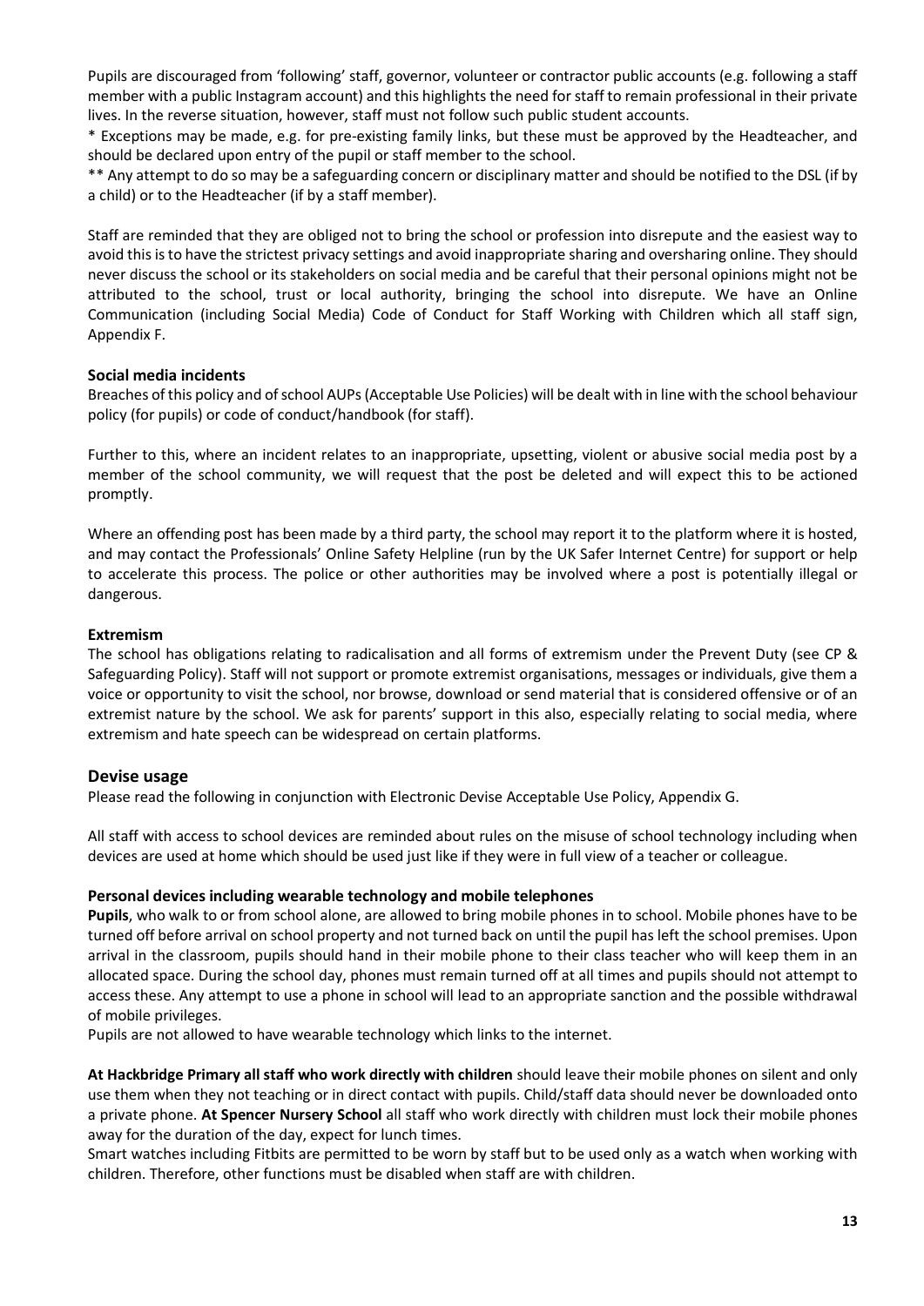Pupils are discouraged from 'following' staff, governor, volunteer or contractor public accounts (e.g. following a staff member with a public Instagram account) and this highlights the need for staff to remain professional in their private lives. In the reverse situation, however, staff must not follow such public student accounts.

* Exceptions may be made, e.g. for pre-existing family links, but these must be approved by the Headteacher, and should be declared upon entry of the pupil or staff member to the school.

** Any attempt to do so may be a safeguarding concern or disciplinary matter and should be notified to the DSL (if by a child) or to the Headteacher (if by a staff member).

Staff are reminded that they are obliged not to bring the school or profession into disrepute and the easiest way to avoid this is to have the strictest privacy settings and avoid inappropriate sharing and oversharing online. They should never discuss the school or its stakeholders on social media and be careful that their personal opinions might not be attributed to the school, trust or local authority, bringing the school into disrepute. We have an Online Communication (including Social Media) Code of Conduct for Staff Working with Children which all staff sign, Appendix F.

**Social media incidents**

Breaches of this policy and of school AUPs (Acceptable Use Policies) will be dealt with in line with the school behaviour policy (for pupils) or code of conduct/handbook (for staff).

Further to this, where an incident relates to an inappropriate, upsetting, violent or abusive social media post by a member of the school community, we will request that the post be deleted and will expect this to be actioned promptly.

Where an offending post has been made by a third party, the school may report it to the platform where it is hosted, and may contact the Professionals' Online Safety Helpline (run by the UK Safer Internet Centre) for support or help to accelerate this process. The police or other authorities may be involved where a post is potentially illegal or dangerous.

**Extremism**

The school has obligations relating to radicalisation and all forms of extremism under the Prevent Duty (see CP & Safeguarding Policy). Staff will not support or promote extremist organisations, messages or individuals, give them a voice or opportunity to visit the school, nor browse, download or send material that is considered offensive or of an extremist nature by the school. We ask for parents' support in this also, especially relating to social media, where extremism and hate speech can be widespread on certain platforms.

## Devise usage

Please read the following in conjunction with Electronic Devise Acceptable Use Policy, Appendix G.

All staff with access to school devices are reminded about rules on the misuse of school technology including when devices are used at home which should be used just like if they were in full view of a teacher or colleague.

**Personal devices including wearable technology and mobile telephones**

**Pupils**, who walk to or from school alone, are allowed to bring mobile phones in to school. Mobile phones have to be turned off before arrival on school property and not turned back on until the pupil has left the school premises. Upon arrival in the classroom, pupils should hand in their mobile phone to their class teacher who will keep them in an allocated space. During the school day, phones must remain turned off at all times and pupils should not attempt to access these. Any attempt to use a phone in school will lead to an appropriate sanction and the possible withdrawal of mobile privileges.

Pupils are not allowed to have wearable technology which links to the internet.

**At Hackbridge Primary all staff who work directly with children** should leave their mobile phones on silent and only use them when they not teaching or in direct contact with pupils. Child/staff data should never be downloaded onto a private phone. **At Spencer Nursery School** all staff who work directly with children must lock their mobile phones away for the duration of the day, expect for lunch times.

Smart watches including Fitbits are permitted to be worn by staff but to be used only as a watch when working with children. Therefore, other functions must be disabled when staff are with children.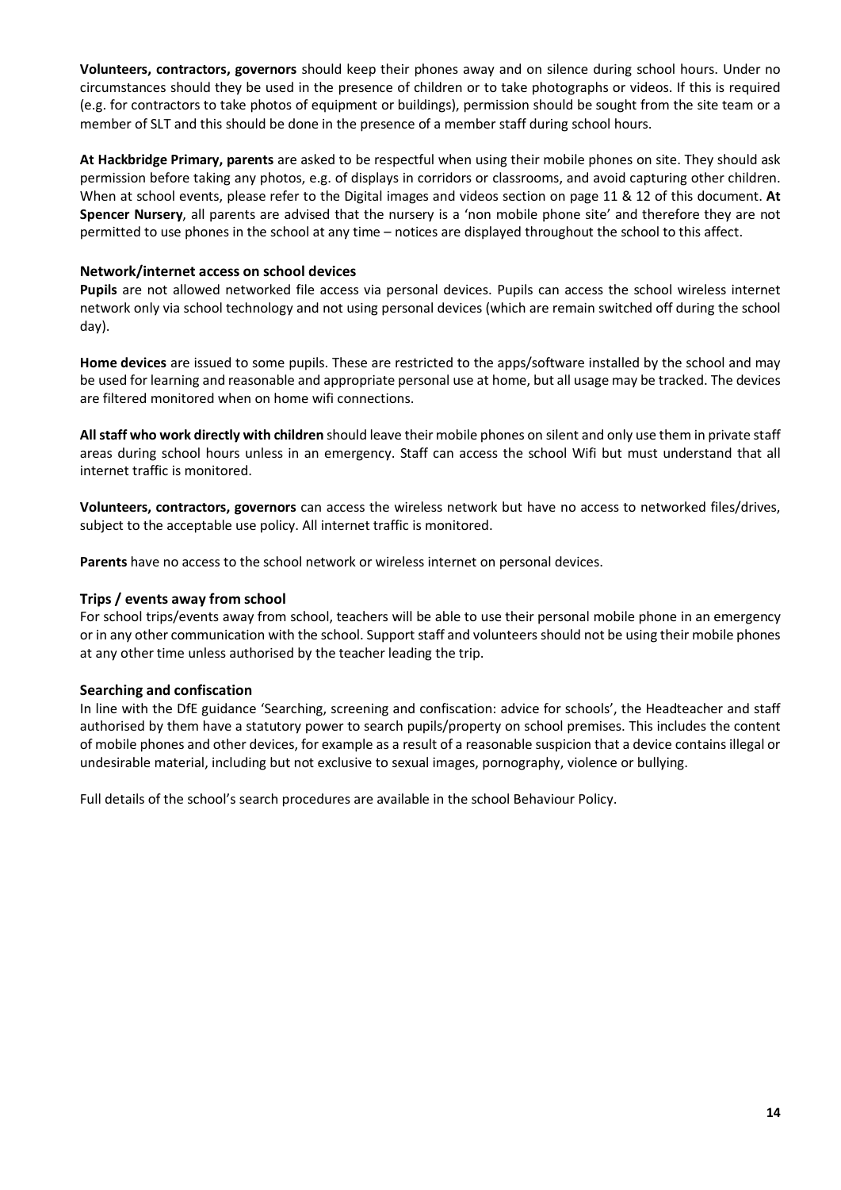**Volunteers, contractors, governors** should keep their phones away and on silence during school hours. Under no circumstances should they be used in the presence of children or to take photographs or videos. If this is required (e.g. for contractors to take photos of equipment or buildings), permission should be sought from the site team or a member of SLT and this should be done in the presence of a member staff during school hours.

**At Hackbridge Primary, parents** are asked to be respectful when using their mobile phones on site. They should ask permission before taking any photos, e.g. of displays in corridors or classrooms, and avoid capturing other children. When at school events, please refer to the Digital images and videos section on page 11 & 12 of this document. **At Spencer Nursery**, all parents are advised that the nursery is a 'non mobile phone site' and therefore they are not permitted to use phones in the school at any time – notices are displayed throughout the school to this affect.

### Network/internet access on school devices

**Pupils** are not allowed networked file access via personal devices. Pupils can access the school wireless internet network only via school technology and not using personal devices (which are remain switched off during the school day).

**Home devices** are issued to some pupils. These are restricted to the apps/software installed by the school and may be used for learning and reasonable and appropriate personal use at home, but all usage may be tracked. The devices are filtered monitored when on home wifi connections.

**All staff who work directly with children** should leave their mobile phones on silent and only use them in private staff areas during school hours unless in an emergency. Staff can access the school Wifi but must understand that all internet traffic is monitored.

**Volunteers, contractors, governors** can access the wireless network but have no access to networked files/drives, subject to the acceptable use policy. All internet traffic is monitored.

**Parents** have no access to the school network or wireless internet on personal devices.

### Trips / events away from school

For school trips/events away from school, teachers will be able to use their personal mobile phone in an emergency or in any other communication with the school. Support staff and volunteers should not be using their mobile phones at any other time unless authorised by the teacher leading the trip.

### Searching and confiscation

In line with the DfE guidance 'Searching, screening and confiscation: advice for schools', the Headteacher and staff authorised by them have a statutory power to search pupils/property on school premises. This includes the content of mobile phones and other devices, for example as a result of a reasonable suspicion that a device contains illegal or undesirable material, including but not exclusive to sexual images, pornography, violence or bullying.

Full details of the school's search procedures are available in the school Behaviour Policy.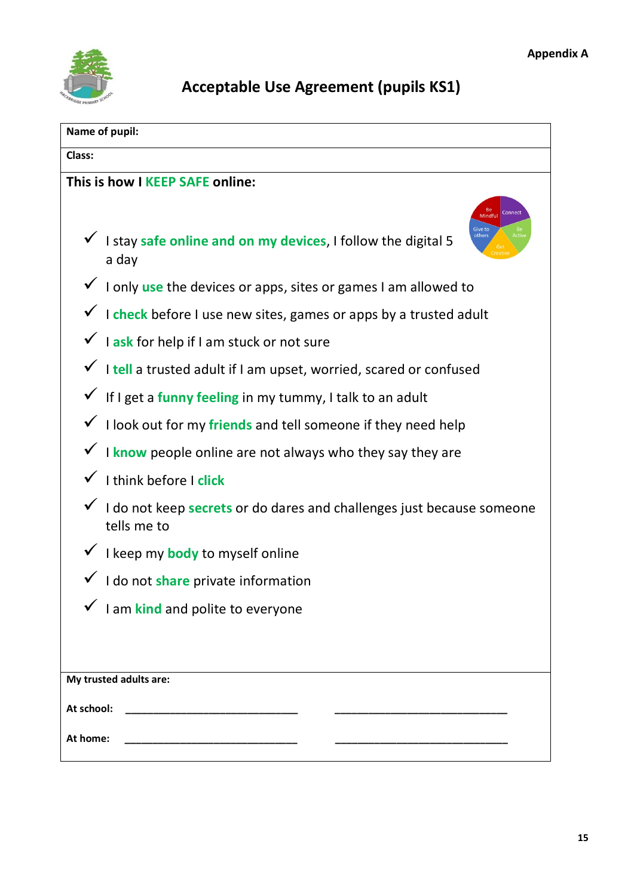Appendix A

# Acceptable Use Agreement (pupils KS1)

**Name of pupil:**

**Class:**

## This is how I KEEP SAFE online:

Be Mindful
Connect
Give to others
Be Active
Get Creative

- ✓ I stay **safe online and on my devices**, I follow the digital 5 a day
- ✓ I only **use** the devices or apps, sites or games I am allowed to
- ✓ I **check** before I use new sites, games or apps by a trusted adult
- ✓ I **ask** for help if I am stuck or not sure
- ✓ I **tell** a trusted adult if I am upset, worried, scared or confused
- ✓ If I get a **funny feeling** in my tummy, I talk to an adult
- ✓ I look out for my **friends** and tell someone if they need help
- ✓ I **know** people online are not always who they say they are
- ✓ I think before I **click**
- ✓ I do not keep **secrets** or do dares and challenges just because someone tells me to
- ✓ I keep my **body** to myself online
- ✓ I do not **share** private information
- ✓ I am **kind** and polite to everyone

**My trusted adults are:**

**At school:** ______________________________ ______________________________

**At home:** ______________________________ ______________________________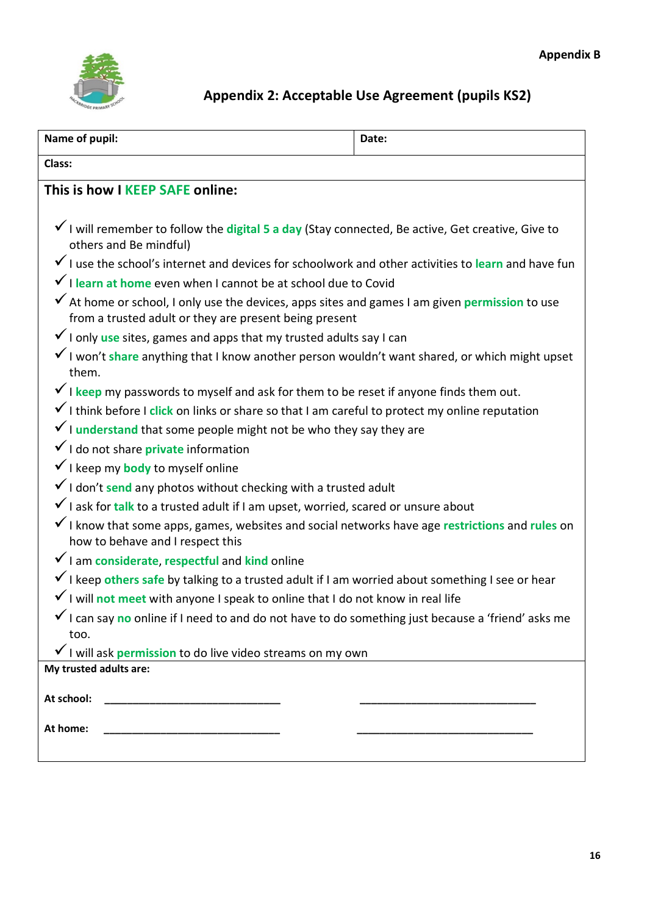Appendix B

# Appendix 2: Acceptable Use Agreement (pupils KS2)

| | |
|---|---|
| **Name of pupil:** | **Date:** |
| **Class:** | |

## This is how I **KEEP SAFE** online:

- ✓ I will remember to follow the **digital 5 a day** (Stay connected, Be active, Get creative, Give to others and Be mindful)
- ✓ I use the school's internet and devices for schoolwork and other activities to **learn** and have fun
- ✓ I **learn at home** even when I cannot be at school due to Covid
- ✓ At home or school, I only use the devices, apps sites and games I am given **permission** to use from a trusted adult or they are present being present
- ✓ I only **use** sites, games and apps that my trusted adults say I can
- ✓ I won't **share** anything that I know another person wouldn't want shared, or which might upset them.
- ✓ I **keep** my passwords to myself and ask for them to be reset if anyone finds them out.
- ✓ I think before I **click** on links or share so that I am careful to protect my online reputation
- ✓ I **understand** that some people might not be who they say they are
- ✓ I do not share **private** information
- ✓ I keep my **body** to myself online
- ✓ I don't **send** any photos without checking with a trusted adult
- ✓ I ask for **talk** to a trusted adult if I am upset, worried, scared or unsure about
- ✓ I know that some apps, games, websites and social networks have age **restrictions** and **rules** on how to behave and I respect this
- ✓ I am **considerate**, **respectful** and **kind** online
- ✓ I keep **others safe** by talking to a trusted adult if I am worried about something I see or hear
- ✓ I will **not meet** with anyone I speak to online that I do not know in real life
- ✓ I can say **no** online if I need to and do not have to do something just because a 'friend' asks me too.
- ✓ I will ask **permission** to do live video streams on my own

**My trusted adults are:**

**At school:** ______________________________ ______________________________

**At home:** ______________________________ ______________________________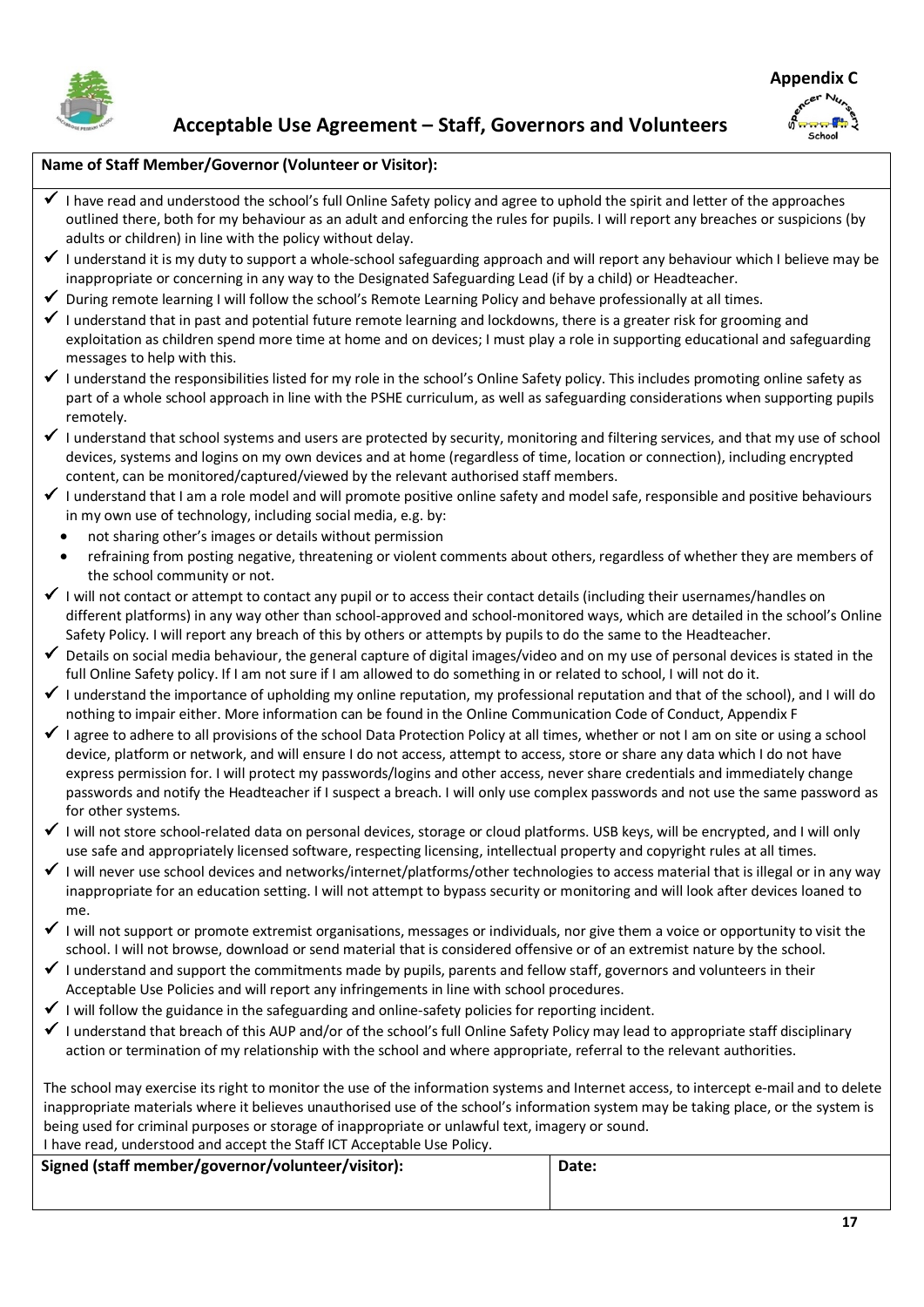**Appendix C**

# Acceptable Use Agreement – Staff, Governors and Volunteers

**Name of Staff Member/Governor (Volunteer or Visitor):**

- ✓ I have read and understood the school's full Online Safety policy and agree to uphold the spirit and letter of the approaches outlined there, both for my behaviour as an adult and enforcing the rules for pupils. I will report any breaches or suspicions (by adults or children) in line with the policy without delay.
- ✓ I understand it is my duty to support a whole-school safeguarding approach and will report any behaviour which I believe may be inappropriate or concerning in any way to the Designated Safeguarding Lead (if by a child) or Headteacher.
- ✓ During remote learning I will follow the school's Remote Learning Policy and behave professionally at all times.
- ✓ I understand that in past and potential future remote learning and lockdowns, there is a greater risk for grooming and exploitation as children spend more time at home and on devices; I must play a role in supporting educational and safeguarding messages to help with this.
- ✓ I understand the responsibilities listed for my role in the school's Online Safety policy. This includes promoting online safety as part of a whole school approach in line with the PSHE curriculum, as well as safeguarding considerations when supporting pupils remotely.
- ✓ I understand that school systems and users are protected by security, monitoring and filtering services, and that my use of school devices, systems and logins on my own devices and at home (regardless of time, location or connection), including encrypted content, can be monitored/captured/viewed by the relevant authorised staff members.
- ✓ I understand that I am a role model and will promote positive online safety and model safe, responsible and positive behaviours in my own use of technology, including social media, e.g. by:
  - not sharing other's images or details without permission
  - refraining from posting negative, threatening or violent comments about others, regardless of whether they are members of the school community or not.
- ✓ I will not contact or attempt to contact any pupil or to access their contact details (including their usernames/handles on different platforms) in any way other than school-approved and school-monitored ways, which are detailed in the school's Online Safety Policy. I will report any breach of this by others or attempts by pupils to do the same to the Headteacher.
- ✓ Details on social media behaviour, the general capture of digital images/video and on my use of personal devices is stated in the full Online Safety policy. If I am not sure if I am allowed to do something in or related to school, I will not do it.
- ✓ I understand the importance of upholding my online reputation, my professional reputation and that of the school), and I will do nothing to impair either. More information can be found in the Online Communication Code of Conduct, Appendix F
- ✓ I agree to adhere to all provisions of the school Data Protection Policy at all times, whether or not I am on site or using a school device, platform or network, and will ensure I do not access, attempt to access, store or share any data which I do not have express permission for. I will protect my passwords/logins and other access, never share credentials and immediately change passwords and notify the Headteacher if I suspect a breach. I will only use complex passwords and not use the same password as for other systems.
- ✓ I will not store school-related data on personal devices, storage or cloud platforms. USB keys, will be encrypted, and I will only use safe and appropriately licensed software, respecting licensing, intellectual property and copyright rules at all times.
- ✓ I will never use school devices and networks/internet/platforms/other technologies to access material that is illegal or in any way inappropriate for an education setting. I will not attempt to bypass security or monitoring and will look after devices loaned to me.
- ✓ I will not support or promote extremist organisations, messages or individuals, nor give them a voice or opportunity to visit the school. I will not browse, download or send material that is considered offensive or of an extremist nature by the school.
- ✓ I understand and support the commitments made by pupils, parents and fellow staff, governors and volunteers in their Acceptable Use Policies and will report any infringements in line with school procedures.
- ✓ I will follow the guidance in the safeguarding and online-safety policies for reporting incident.
- ✓ I understand that breach of this AUP and/or of the school's full Online Safety Policy may lead to appropriate staff disciplinary action or termination of my relationship with the school and where appropriate, referral to the relevant authorities.

The school may exercise its right to monitor the use of the information systems and Internet access, to intercept e-mail and to delete inappropriate materials where it believes unauthorised use of the school's information system may be taking place, or the system is being used for criminal purposes or storage of inappropriate or unlawful text, imagery or sound.
I have read, understood and accept the Staff ICT Acceptable Use Policy.

| **Signed (staff member/governor/volunteer/visitor):** | **Date:** |
|---|---|
| | |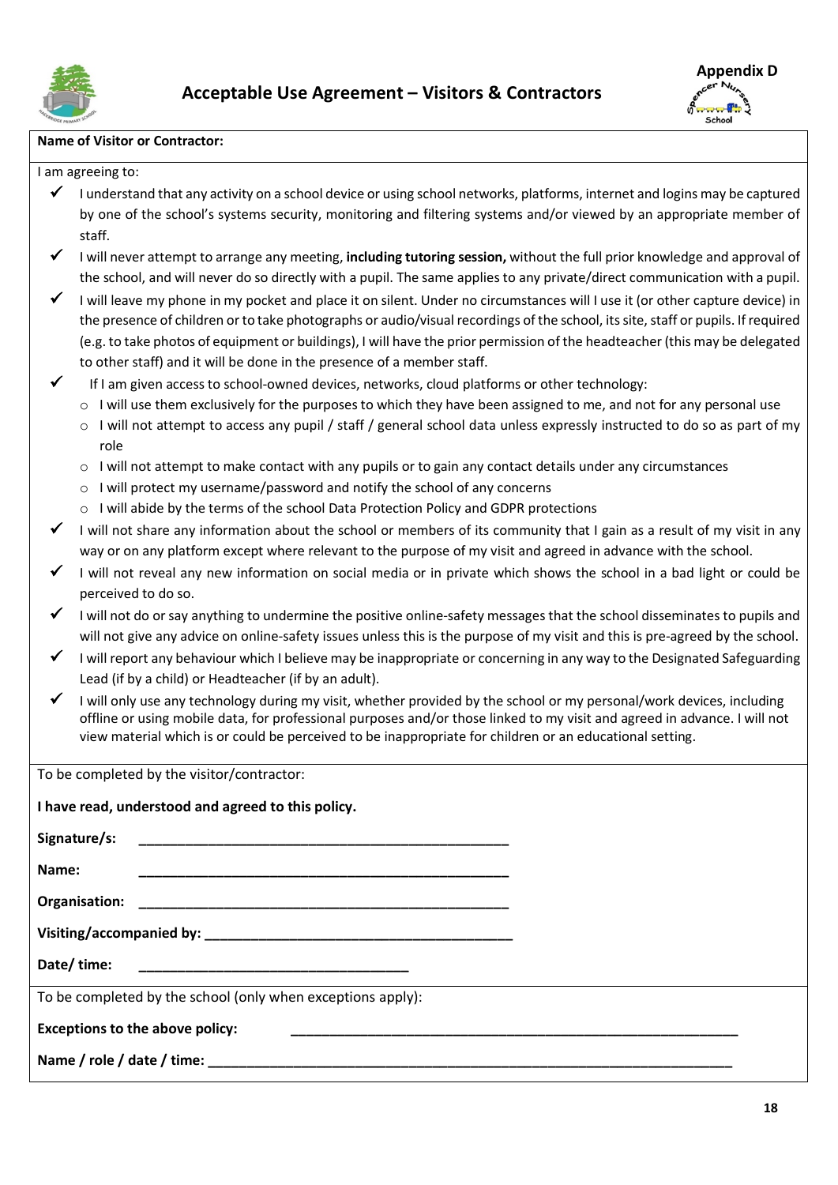**Appendix D**

# Acceptable Use Agreement – Visitors & Contractors

**Name of Visitor or Contractor:**

I am agreeing to:

- ✓ I understand that any activity on a school device or using school networks, platforms, internet and logins may be captured by one of the school's systems security, monitoring and filtering systems and/or viewed by an appropriate member of staff.
- ✓ I will never attempt to arrange any meeting, **including tutoring session,** without the full prior knowledge and approval of the school, and will never do so directly with a pupil. The same applies to any private/direct communication with a pupil.
- ✓ I will leave my phone in my pocket and place it on silent. Under no circumstances will I use it (or other capture device) in the presence of children or to take photographs or audio/visual recordings of the school, its site, staff or pupils. If required (e.g. to take photos of equipment or buildings), I will have the prior permission of the headteacher (this may be delegated to other staff) and it will be done in the presence of a member staff.
- ✓ If I am given access to school-owned devices, networks, cloud platforms or other technology:
  - I will use them exclusively for the purposes to which they have been assigned to me, and not for any personal use
  - I will not attempt to access any pupil / staff / general school data unless expressly instructed to do so as part of my role
  - I will not attempt to make contact with any pupils or to gain any contact details under any circumstances
  - I will protect my username/password and notify the school of any concerns
  - I will abide by the terms of the school Data Protection Policy and GDPR protections
- ✓ I will not share any information about the school or members of its community that I gain as a result of my visit in any way or on any platform except where relevant to the purpose of my visit and agreed in advance with the school.
- ✓ I will not reveal any new information on social media or in private which shows the school in a bad light or could be perceived to do so.
- ✓ I will not do or say anything to undermine the positive online-safety messages that the school disseminates to pupils and will not give any advice on online-safety issues unless this is the purpose of my visit and this is pre-agreed by the school.
- ✓ I will report any behaviour which I believe may be inappropriate or concerning in any way to the Designated Safeguarding Lead (if by a child) or Headteacher (if by an adult).
- ✓ I will only use any technology during my visit, whether provided by the school or my personal/work devices, including offline or using mobile data, for professional purposes and/or those linked to my visit and agreed in advance. I will not view material which is or could be perceived to be inappropriate for children or an educational setting.

To be completed by the visitor/contractor:

**I have read, understood and agreed to this policy.**

**Signature/s:** ________________________________________________

**Name:** ________________________________________________

**Organisation:** ________________________________________________

**Visiting/accompanied by:** ________________________________________

**Date/ time:** ___________________________________

To be completed by the school (only when exceptions apply):

**Exceptions to the above policy:** ____________________________________________________________

**Name / role / date / time:** ______________________________________________________________________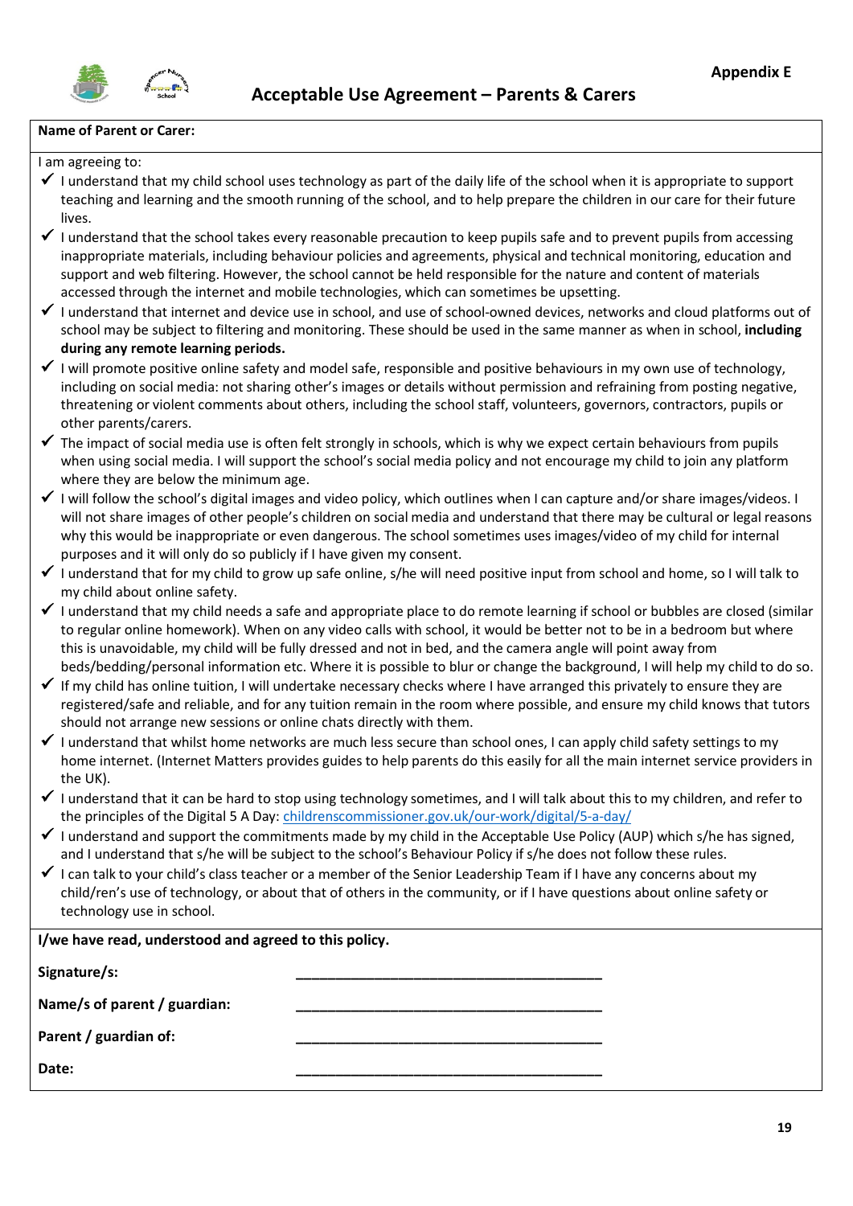Appendix E

# Acceptable Use Agreement – Parents & Carers

**Name of Parent or Carer:**

I am agreeing to:

- ✓ I understand that my child school uses technology as part of the daily life of the school when it is appropriate to support teaching and learning and the smooth running of the school, and to help prepare the children in our care for their future lives.
- ✓ I understand that the school takes every reasonable precaution to keep pupils safe and to prevent pupils from accessing inappropriate materials, including behaviour policies and agreements, physical and technical monitoring, education and support and web filtering. However, the school cannot be held responsible for the nature and content of materials accessed through the internet and mobile technologies, which can sometimes be upsetting.
- ✓ I understand that internet and device use in school, and use of school-owned devices, networks and cloud platforms out of school may be subject to filtering and monitoring. These should be used in the same manner as when in school, **including during any remote learning periods.**
- ✓ I will promote positive online safety and model safe, responsible and positive behaviours in my own use of technology, including on social media: not sharing other's images or details without permission and refraining from posting negative, threatening or violent comments about others, including the school staff, volunteers, governors, contractors, pupils or other parents/carers.
- ✓ The impact of social media use is often felt strongly in schools, which is why we expect certain behaviours from pupils when using social media. I will support the school's social media policy and not encourage my child to join any platform where they are below the minimum age.
- ✓ I will follow the school's digital images and video policy, which outlines when I can capture and/or share images/videos. I will not share images of other people's children on social media and understand that there may be cultural or legal reasons why this would be inappropriate or even dangerous. The school sometimes uses images/video of my child for internal purposes and it will only do so publicly if I have given my consent.
- ✓ I understand that for my child to grow up safe online, s/he will need positive input from school and home, so I will talk to my child about online safety.
- ✓ I understand that my child needs a safe and appropriate place to do remote learning if school or bubbles are closed (similar to regular online homework). When on any video calls with school, it would be better not to be in a bedroom but where this is unavoidable, my child will be fully dressed and not in bed, and the camera angle will point away from beds/bedding/personal information etc. Where it is possible to blur or change the background, I will help my child to do so.
- ✓ If my child has online tuition, I will undertake necessary checks where I have arranged this privately to ensure they are registered/safe and reliable, and for any tuition remain in the room where possible, and ensure my child knows that tutors should not arrange new sessions or online chats directly with them.
- ✓ I understand that whilst home networks are much less secure than school ones, I can apply child safety settings to my home internet. (Internet Matters provides guides to help parents do this easily for all the main internet service providers in the UK).
- ✓ I understand that it can be hard to stop using technology sometimes, and I will talk about this to my children, and refer to the principles of the Digital 5 A Day: childrenscommissioner.gov.uk/our-work/digital/5-a-day/
- ✓ I understand and support the commitments made by my child in the Acceptable Use Policy (AUP) which s/he has signed, and I understand that s/he will be subject to the school's Behaviour Policy if s/he does not follow these rules.
- ✓ I can talk to your child's class teacher or a member of the Senior Leadership Team if I have any concerns about my child/ren's use of technology, or about that of others in the community, or if I have questions about online safety or technology use in school.

**I/we have read, understood and agreed to this policy.**

**Signature/s:** ________________________________________

**Name/s of parent / guardian:** ________________________________________

**Parent / guardian of:** ________________________________________

**Date:** ________________________________________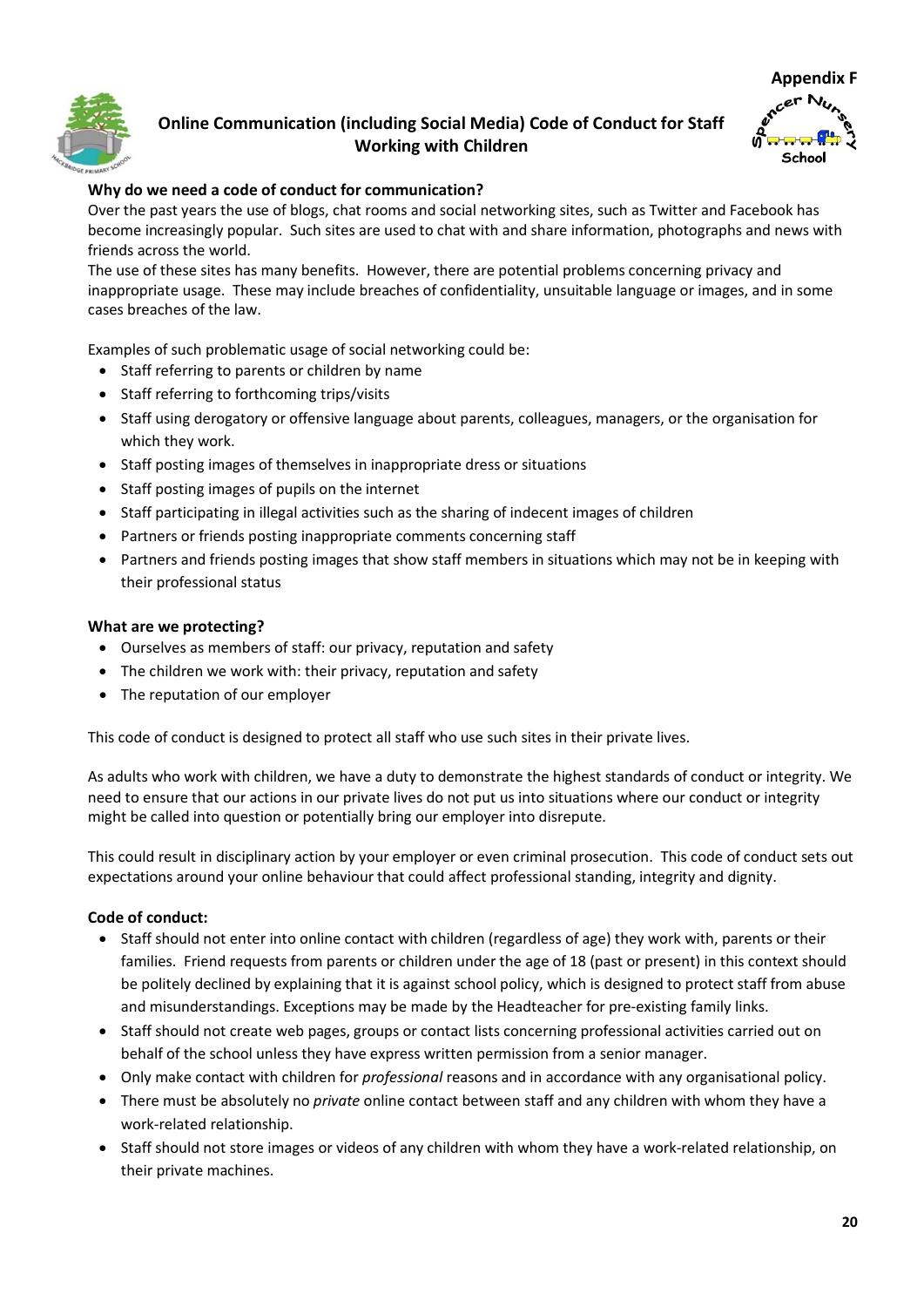Appendix F

# Online Communication (including Social Media) Code of Conduct for Staff Working with Children

**Why do we need a code of conduct for communication?**

Over the past years the use of blogs, chat rooms and social networking sites, such as Twitter and Facebook has become increasingly popular. Such sites are used to chat with and share information, photographs and news with friends across the world.

The use of these sites has many benefits. However, there are potential problems concerning privacy and inappropriate usage. These may include breaches of confidentiality, unsuitable language or images, and in some cases breaches of the law.

Examples of such problematic usage of social networking could be:

- Staff referring to parents or children by name
- Staff referring to forthcoming trips/visits
- Staff using derogatory or offensive language about parents, colleagues, managers, or the organisation for which they work.
- Staff posting images of themselves in inappropriate dress or situations
- Staff posting images of pupils on the internet
- Staff participating in illegal activities such as the sharing of indecent images of children
- Partners or friends posting inappropriate comments concerning staff
- Partners and friends posting images that show staff members in situations which may not be in keeping with their professional status

**What are we protecting?**

- Ourselves as members of staff: our privacy, reputation and safety
- The children we work with: their privacy, reputation and safety
- The reputation of our employer

This code of conduct is designed to protect all staff who use such sites in their private lives.

As adults who work with children, we have a duty to demonstrate the highest standards of conduct or integrity. We need to ensure that our actions in our private lives do not put us into situations where our conduct or integrity might be called into question or potentially bring our employer into disrepute.

This could result in disciplinary action by your employer or even criminal prosecution. This code of conduct sets out expectations around your online behaviour that could affect professional standing, integrity and dignity.

**Code of conduct:**

- Staff should not enter into online contact with children (regardless of age) they work with, parents or their families. Friend requests from parents or children under the age of 18 (past or present) in this context should be politely declined by explaining that it is against school policy, which is designed to protect staff from abuse and misunderstandings. Exceptions may be made by the Headteacher for pre-existing family links.
- Staff should not create web pages, groups or contact lists concerning professional activities carried out on behalf of the school unless they have express written permission from a senior manager.
- Only make contact with children for *professional* reasons and in accordance with any organisational policy.
- There must be absolutely no *private* online contact between staff and any children with whom they have a work-related relationship.
- Staff should not store images or videos of any children with whom they have a work-related relationship, on their private machines.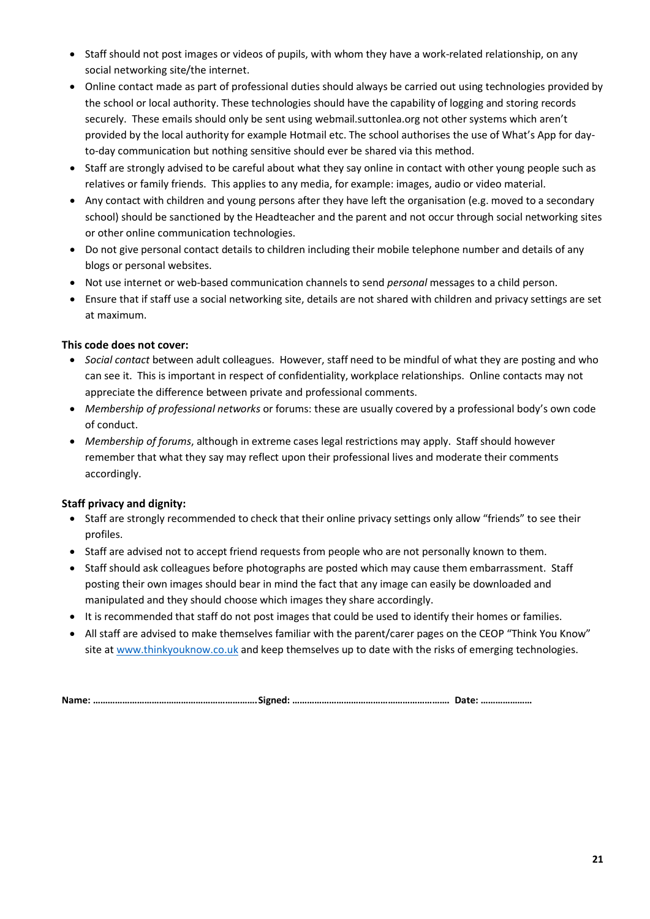- Staff should not post images or videos of pupils, with whom they have a work-related relationship, on any social networking site/the internet.
- Online contact made as part of professional duties should always be carried out using technologies provided by the school or local authority. These technologies should have the capability of logging and storing records securely. These emails should only be sent using webmail.suttonlea.org not other systems which aren't provided by the local authority for example Hotmail etc. The school authorises the use of What's App for day-to-day communication but nothing sensitive should ever be shared via this method.
- Staff are strongly advised to be careful about what they say online in contact with other young people such as relatives or family friends. This applies to any media, for example: images, audio or video material.
- Any contact with children and young persons after they have left the organisation (e.g. moved to a secondary school) should be sanctioned by the Headteacher and the parent and not occur through social networking sites or other online communication technologies.
- Do not give personal contact details to children including their mobile telephone number and details of any blogs or personal websites.
- Not use internet or web-based communication channels to send *personal* messages to a child person.
- Ensure that if staff use a social networking site, details are not shared with children and privacy settings are set at maximum.

**This code does not cover:**

- *Social contact* between adult colleagues. However, staff need to be mindful of what they are posting and who can see it. This is important in respect of confidentiality, workplace relationships. Online contacts may not appreciate the difference between private and professional comments.
- *Membership of professional networks* or forums: these are usually covered by a professional body's own code of conduct.
- *Membership of forums*, although in extreme cases legal restrictions may apply. Staff should however remember that what they say may reflect upon their professional lives and moderate their comments accordingly.

**Staff privacy and dignity:**

- Staff are strongly recommended to check that their online privacy settings only allow "friends" to see their profiles.
- Staff are advised not to accept friend requests from people who are not personally known to them.
- Staff should ask colleagues before photographs are posted which may cause them embarrassment. Staff posting their own images should bear in mind the fact that any image can easily be downloaded and manipulated and they should choose which images they share accordingly.
- It is recommended that staff do not post images that could be used to identify their homes or families.
- All staff are advised to make themselves familiar with the parent/carer pages on the CEOP "Think You Know" site at www.thinkyouknow.co.uk and keep themselves up to date with the risks of emerging technologies.

**Name: ………………………………………………………… Signed: ……………………………………………………… Date: …………………**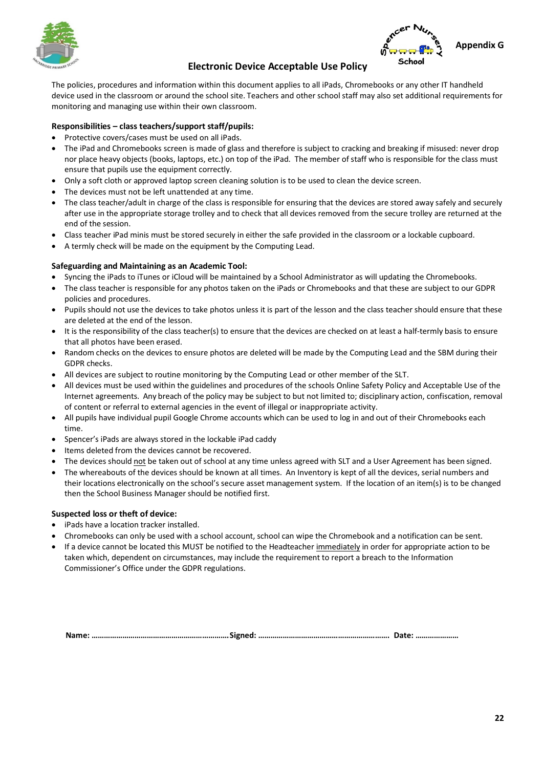Appendix G

# Electronic Device Acceptable Use Policy

The policies, procedures and information within this document applies to all iPads, Chromebooks or any other IT handheld device used in the classroom or around the school site. Teachers and other school staff may also set additional requirements for monitoring and managing use within their own classroom.

**Responsibilities – class teachers/support staff/pupils:**

- Protective covers/cases must be used on all iPads.
- The iPad and Chromebooks screen is made of glass and therefore is subject to cracking and breaking if misused: never drop nor place heavy objects (books, laptops, etc.) on top of the iPad. The member of staff who is responsible for the class must ensure that pupils use the equipment correctly.
- Only a soft cloth or approved laptop screen cleaning solution is to be used to clean the device screen.
- The devices must not be left unattended at any time.
- The class teacher/adult in charge of the class is responsible for ensuring that the devices are stored away safely and securely after use in the appropriate storage trolley and to check that all devices removed from the secure trolley are returned at the end of the session.
- Class teacher iPad minis must be stored securely in either the safe provided in the classroom or a lockable cupboard.
- A termly check will be made on the equipment by the Computing Lead.

**Safeguarding and Maintaining as an Academic Tool:**

- Syncing the iPads to iTunes or iCloud will be maintained by a School Administrator as will updating the Chromebooks.
- The class teacher is responsible for any photos taken on the iPads or Chromebooks and that these are subject to our GDPR policies and procedures.
- Pupils should not use the devices to take photos unless it is part of the lesson and the class teacher should ensure that these are deleted at the end of the lesson.
- It is the responsibility of the class teacher(s) to ensure that the devices are checked on at least a half-termly basis to ensure that all photos have been erased.
- Random checks on the devices to ensure photos are deleted will be made by the Computing Lead and the SBM during their GDPR checks.
- All devices are subject to routine monitoring by the Computing Lead or other member of the SLT.
- All devices must be used within the guidelines and procedures of the schools Online Safety Policy and Acceptable Use of the Internet agreements. Any breach of the policy may be subject to but not limited to; disciplinary action, confiscation, removal of content or referral to external agencies in the event of illegal or inappropriate activity.
- All pupils have individual pupil Google Chrome accounts which can be used to log in and out of their Chromebooks each time.
- Spencer's iPads are always stored in the lockable iPad caddy
- Items deleted from the devices cannot be recovered.
- The devices should not be taken out of school at any time unless agreed with SLT and a User Agreement has been signed.
- The whereabouts of the devices should be known at all times. An Inventory is kept of all the devices, serial numbers and their locations electronically on the school's secure asset management system. If the location of an item(s) is to be changed then the School Business Manager should be notified first.

**Suspected loss or theft of device:**

- iPads have a location tracker installed.
- Chromebooks can only be used with a school account, school can wipe the Chromebook and a notification can be sent.
- If a device cannot be located this MUST be notified to the Headteacher immediately in order for appropriate action to be taken which, dependent on circumstances, may include the requirement to report a breach to the Information Commissioner's Office under the GDPR regulations.

**Name: ………………………………………………………… Signed: ……………………………………………………… Date: …………………**